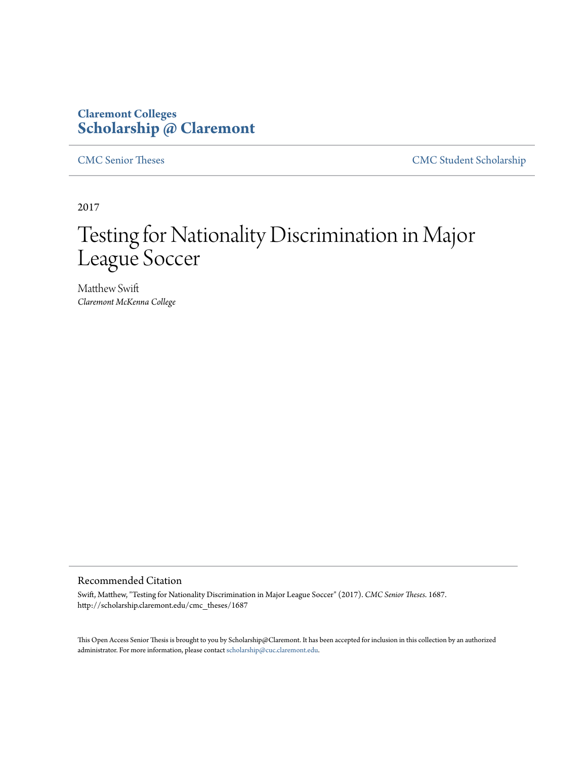**Claremont Colleges**
**Scholarship @ Claremont**

CMC Senior Theses | CMC Student Scholarship

2017

# Testing for Nationality Discrimination in Major League Soccer

Matthew Swift
*Claremont McKenna College*

## Recommended Citation

Swift, Matthew, "Testing for Nationality Discrimination in Major League Soccer" (2017). *CMC Senior Theses*. 1687.
http://scholarship.claremont.edu/cmc_theses/1687

This Open Access Senior Thesis is brought to you by Scholarship@Claremont. It has been accepted for inclusion in this collection by an authorized administrator. For more information, please contact scholarship@cuc.claremont.edu.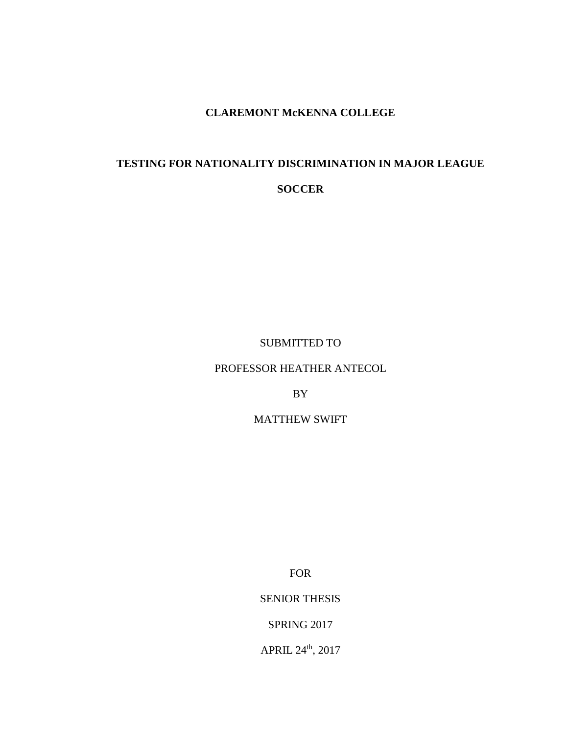**CLAREMONT McKENNA COLLEGE**

# TESTING FOR NATIONALITY DISCRIMINATION IN MAJOR LEAGUE SOCCER

SUBMITTED TO

PROFESSOR HEATHER ANTECOL

BY

MATTHEW SWIFT

FOR

SENIOR THESIS

SPRING 2017

APRIL 24th, 2017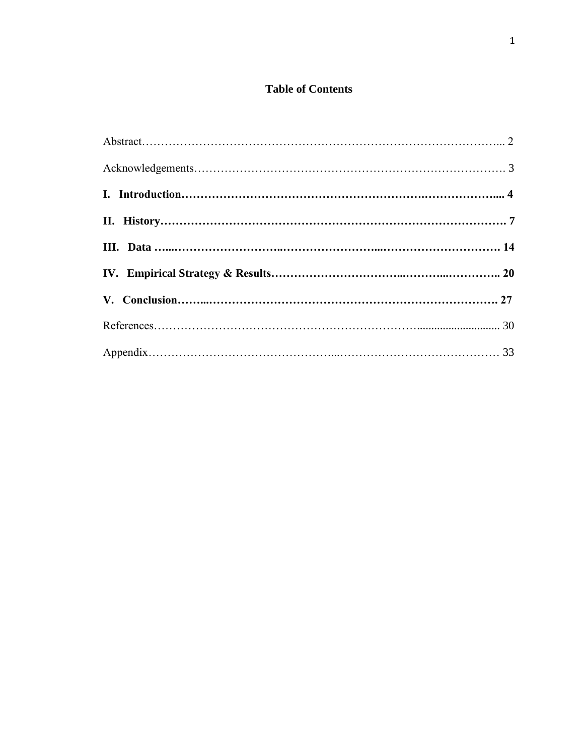# Table of Contents

Abstract……………………………………………………………………………... 2

Acknowledgements………………………………………………………………. 3

**I. Introduction……………………………………………………………….... 4**

**II. History…………………………………………………………………. 7**

**III. Data …...……………………..…………………...……………………. 14**

**IV. Empirical Strategy & Results……………………………...………...………….. 20**

**V. Conclusion……...……………………………………………………………. 27**

References…………………………………………………………….............................. 30

Appendix……………………………………...…………………………………… 33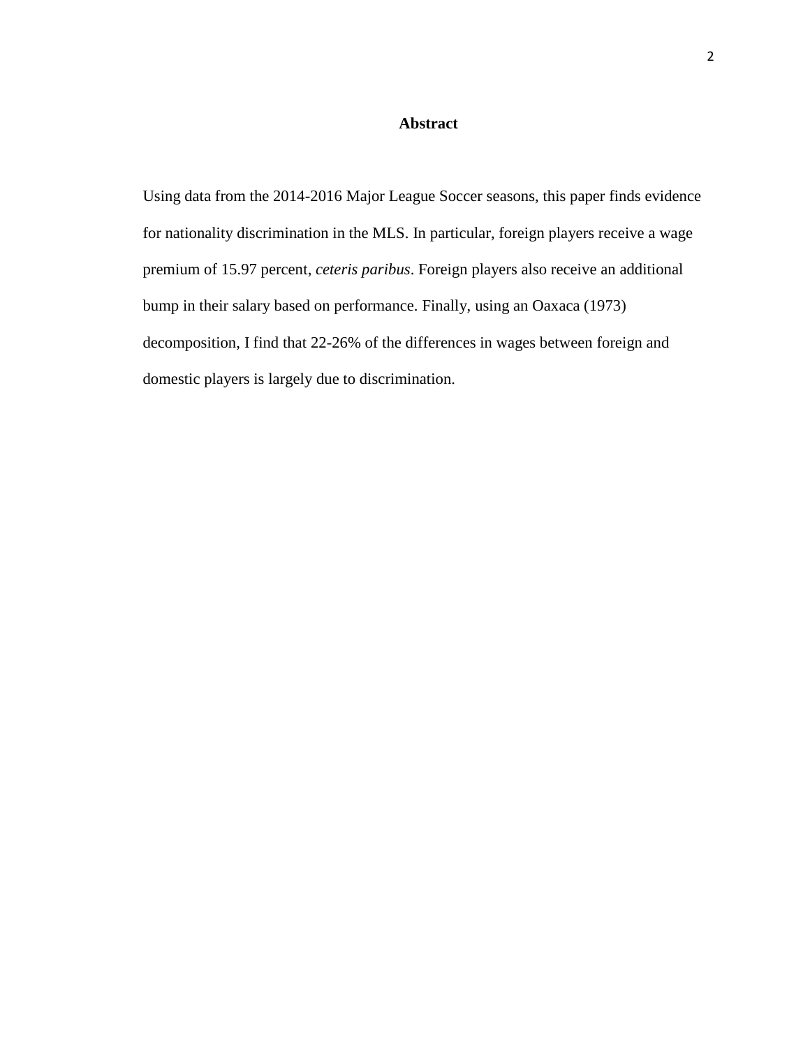## Abstract

Using data from the 2014-2016 Major League Soccer seasons, this paper finds evidence for nationality discrimination in the MLS. In particular, foreign players receive a wage premium of 15.97 percent, *ceteris paribus*. Foreign players also receive an additional bump in their salary based on performance. Finally, using an Oaxaca (1973) decomposition, I find that 22-26% of the differences in wages between foreign and domestic players is largely due to discrimination.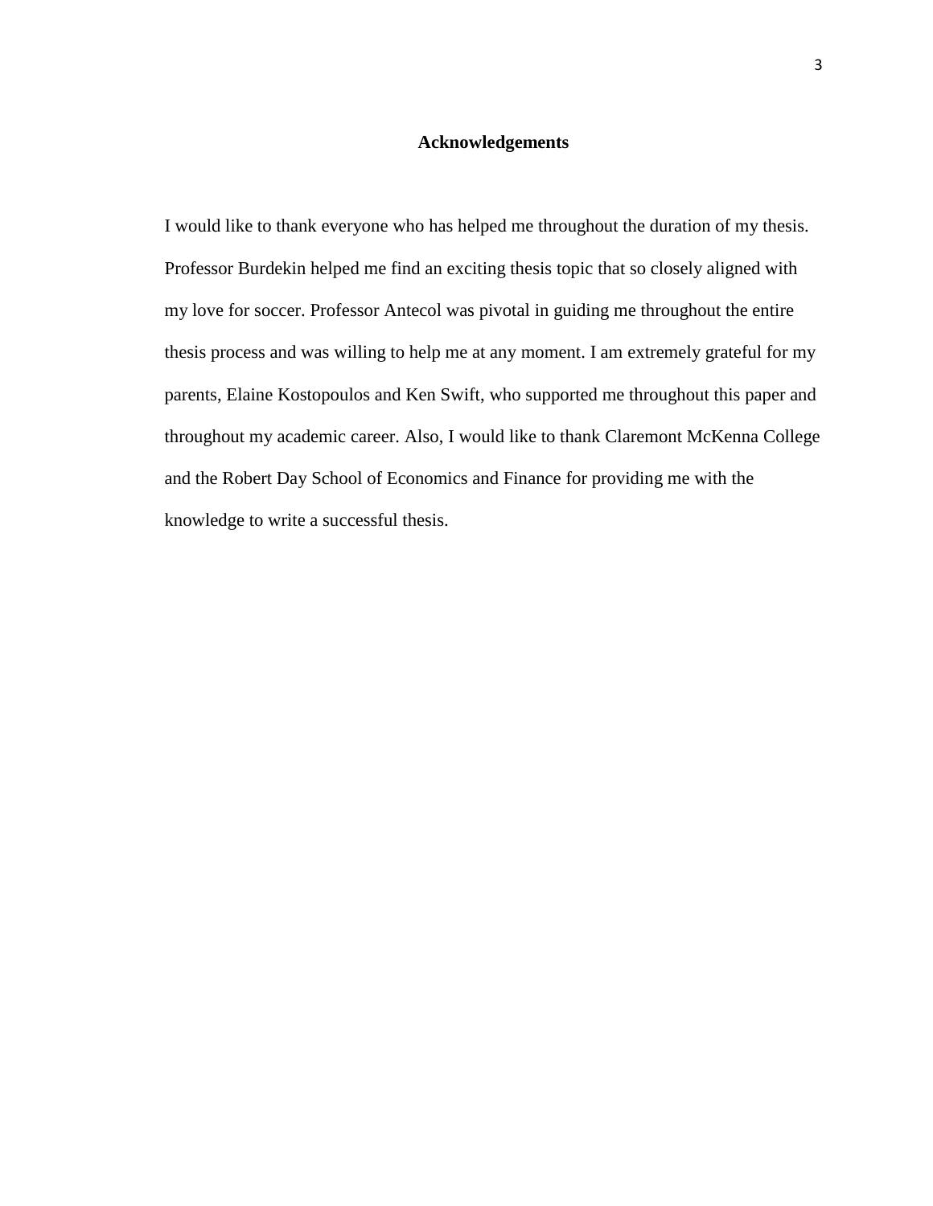## Acknowledgements

I would like to thank everyone who has helped me throughout the duration of my thesis. Professor Burdekin helped me find an exciting thesis topic that so closely aligned with my love for soccer. Professor Antecol was pivotal in guiding me throughout the entire thesis process and was willing to help me at any moment. I am extremely grateful for my parents, Elaine Kostopoulos and Ken Swift, who supported me throughout this paper and throughout my academic career. Also, I would like to thank Claremont McKenna College and the Robert Day School of Economics and Finance for providing me with the knowledge to write a successful thesis.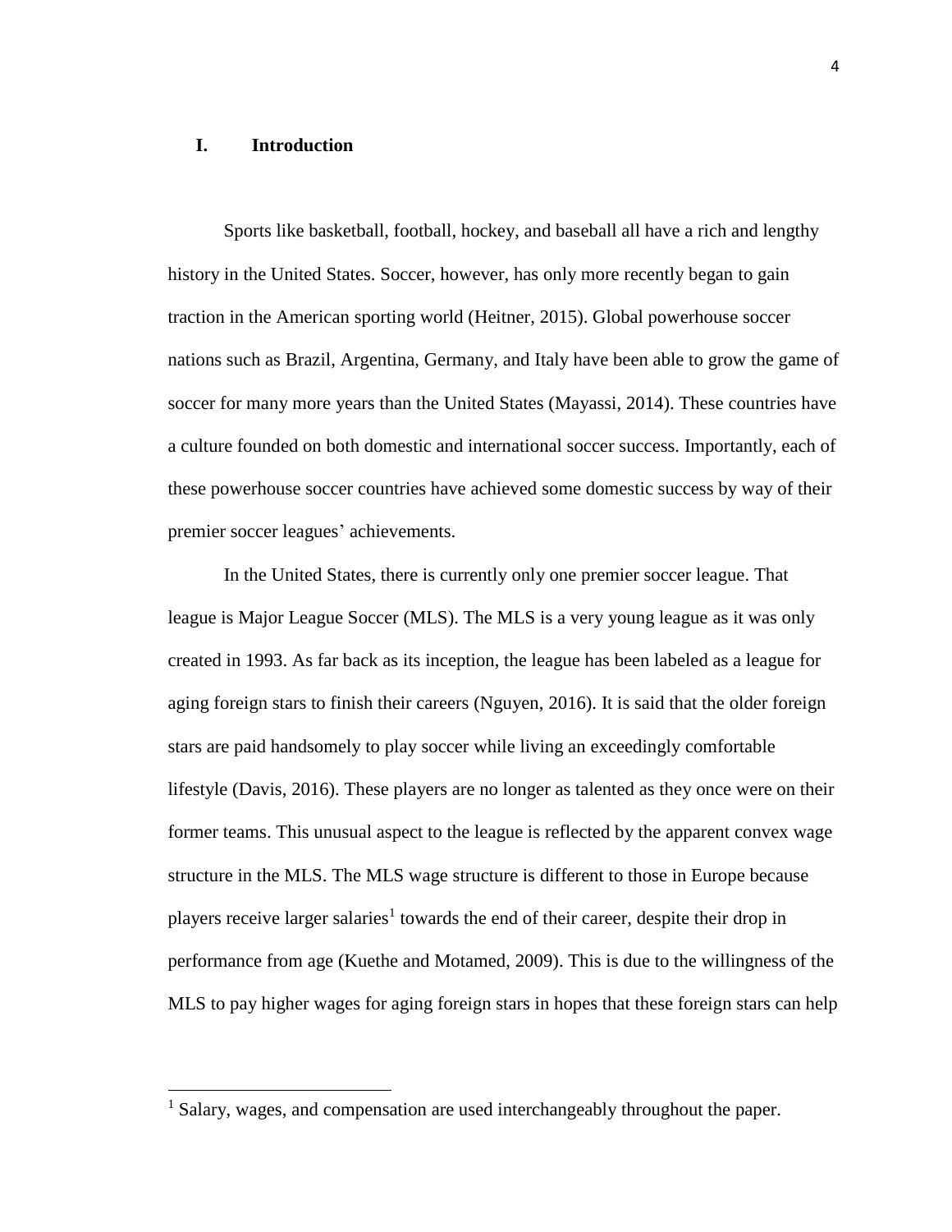## I. Introduction

Sports like basketball, football, hockey, and baseball all have a rich and lengthy history in the United States. Soccer, however, has only more recently began to gain traction in the American sporting world (Heitner, 2015). Global powerhouse soccer nations such as Brazil, Argentina, Germany, and Italy have been able to grow the game of soccer for many more years than the United States (Mayassi, 2014). These countries have a culture founded on both domestic and international soccer success. Importantly, each of these powerhouse soccer countries have achieved some domestic success by way of their premier soccer leagues' achievements.

In the United States, there is currently only one premier soccer league. That league is Major League Soccer (MLS). The MLS is a very young league as it was only created in 1993. As far back as its inception, the league has been labeled as a league for aging foreign stars to finish their careers (Nguyen, 2016). It is said that the older foreign stars are paid handsomely to play soccer while living an exceedingly comfortable lifestyle (Davis, 2016). These players are no longer as talented as they once were on their former teams. This unusual aspect to the league is reflected by the apparent convex wage structure in the MLS. The MLS wage structure is different to those in Europe because players receive larger salaries[1] towards the end of their career, despite their drop in performance from age (Kuethe and Motamed, 2009). This is due to the willingness of the MLS to pay higher wages for aging foreign stars in hopes that these foreign stars can help

[1] Salary, wages, and compensation are used interchangeably throughout the paper.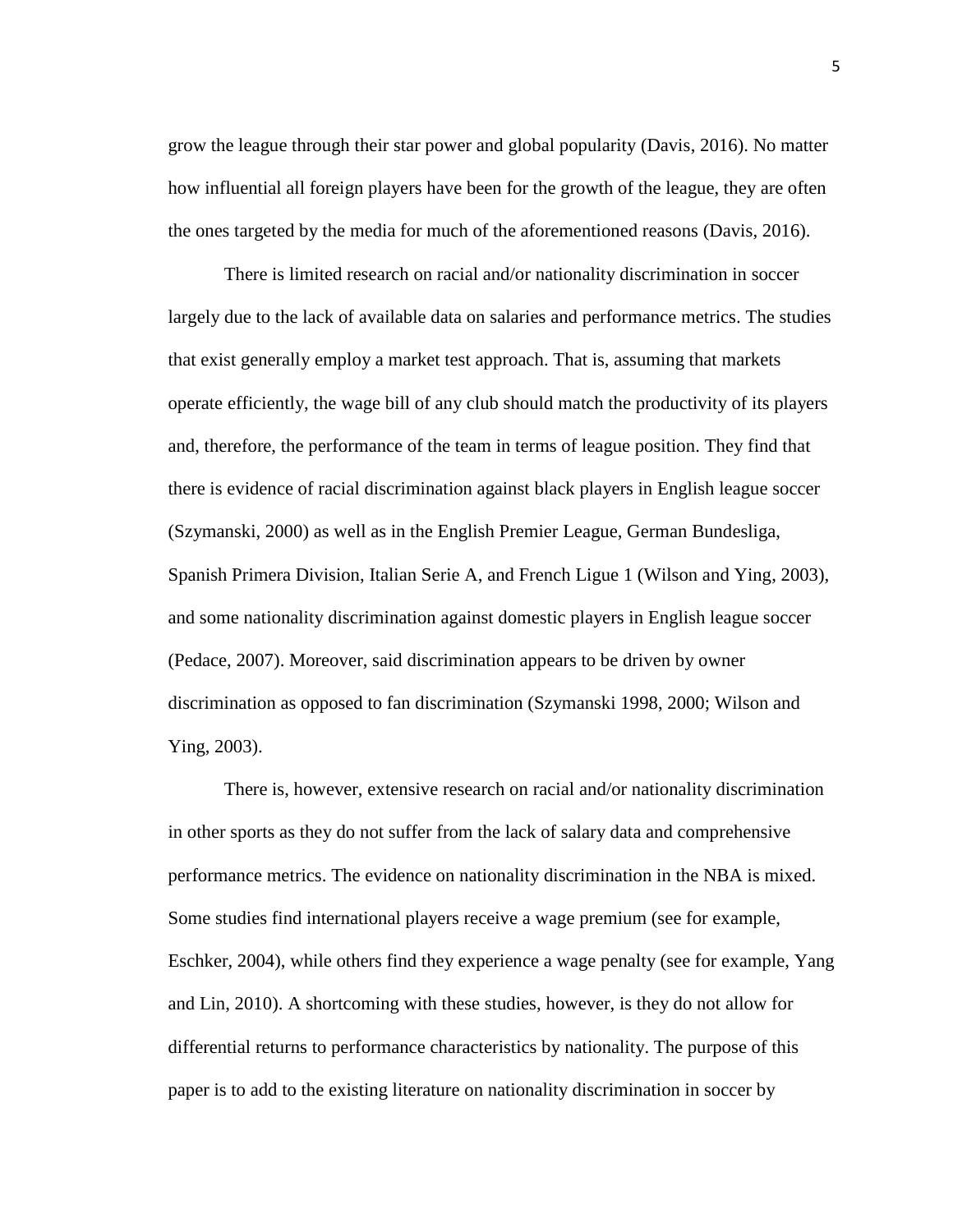grow the league through their star power and global popularity (Davis, 2016). No matter how influential all foreign players have been for the growth of the league, they are often the ones targeted by the media for much of the aforementioned reasons (Davis, 2016).

There is limited research on racial and/or nationality discrimination in soccer largely due to the lack of available data on salaries and performance metrics. The studies that exist generally employ a market test approach. That is, assuming that markets operate efficiently, the wage bill of any club should match the productivity of its players and, therefore, the performance of the team in terms of league position. They find that there is evidence of racial discrimination against black players in English league soccer (Szymanski, 2000) as well as in the English Premier League, German Bundesliga, Spanish Primera Division, Italian Serie A, and French Ligue 1 (Wilson and Ying, 2003), and some nationality discrimination against domestic players in English league soccer (Pedace, 2007). Moreover, said discrimination appears to be driven by owner discrimination as opposed to fan discrimination (Szymanski 1998, 2000; Wilson and Ying, 2003).

There is, however, extensive research on racial and/or nationality discrimination in other sports as they do not suffer from the lack of salary data and comprehensive performance metrics. The evidence on nationality discrimination in the NBA is mixed. Some studies find international players receive a wage premium (see for example, Eschker, 2004), while others find they experience a wage penalty (see for example, Yang and Lin, 2010). A shortcoming with these studies, however, is they do not allow for differential returns to performance characteristics by nationality. The purpose of this paper is to add to the existing literature on nationality discrimination in soccer by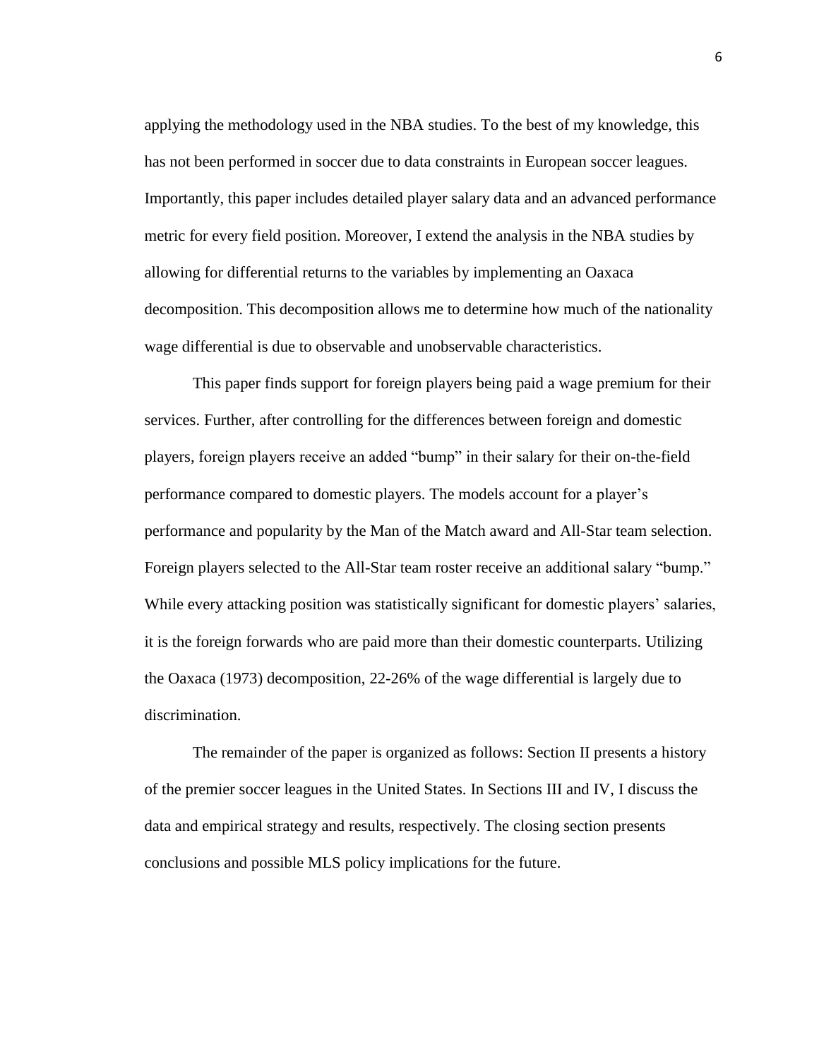applying the methodology used in the NBA studies. To the best of my knowledge, this has not been performed in soccer due to data constraints in European soccer leagues. Importantly, this paper includes detailed player salary data and an advanced performance metric for every field position. Moreover, I extend the analysis in the NBA studies by allowing for differential returns to the variables by implementing an Oaxaca decomposition. This decomposition allows me to determine how much of the nationality wage differential is due to observable and unobservable characteristics.

This paper finds support for foreign players being paid a wage premium for their services. Further, after controlling for the differences between foreign and domestic players, foreign players receive an added "bump" in their salary for their on-the-field performance compared to domestic players. The models account for a player's performance and popularity by the Man of the Match award and All-Star team selection. Foreign players selected to the All-Star team roster receive an additional salary "bump." While every attacking position was statistically significant for domestic players' salaries, it is the foreign forwards who are paid more than their domestic counterparts. Utilizing the Oaxaca (1973) decomposition, 22-26% of the wage differential is largely due to discrimination.

The remainder of the paper is organized as follows: Section II presents a history of the premier soccer leagues in the United States. In Sections III and IV, I discuss the data and empirical strategy and results, respectively. The closing section presents conclusions and possible MLS policy implications for the future.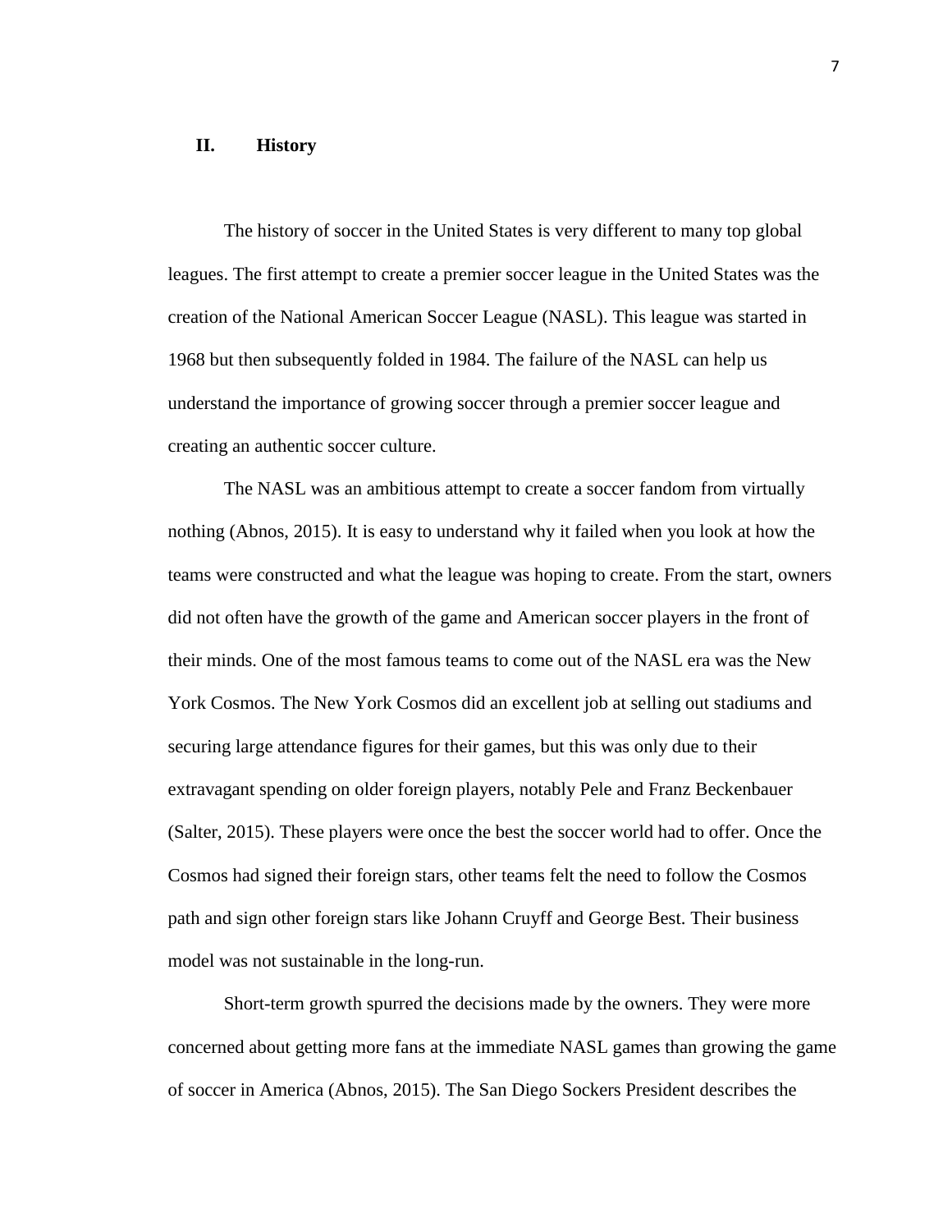## II. History

The history of soccer in the United States is very different to many top global leagues. The first attempt to create a premier soccer league in the United States was the creation of the National American Soccer League (NASL). This league was started in 1968 but then subsequently folded in 1984. The failure of the NASL can help us understand the importance of growing soccer through a premier soccer league and creating an authentic soccer culture.

The NASL was an ambitious attempt to create a soccer fandom from virtually nothing (Abnos, 2015). It is easy to understand why it failed when you look at how the teams were constructed and what the league was hoping to create. From the start, owners did not often have the growth of the game and American soccer players in the front of their minds. One of the most famous teams to come out of the NASL era was the New York Cosmos. The New York Cosmos did an excellent job at selling out stadiums and securing large attendance figures for their games, but this was only due to their extravagant spending on older foreign players, notably Pele and Franz Beckenbauer (Salter, 2015). These players were once the best the soccer world had to offer. Once the Cosmos had signed their foreign stars, other teams felt the need to follow the Cosmos path and sign other foreign stars like Johann Cruyff and George Best. Their business model was not sustainable in the long-run.

Short-term growth spurred the decisions made by the owners. They were more concerned about getting more fans at the immediate NASL games than growing the game of soccer in America (Abnos, 2015). The San Diego Sockers President describes the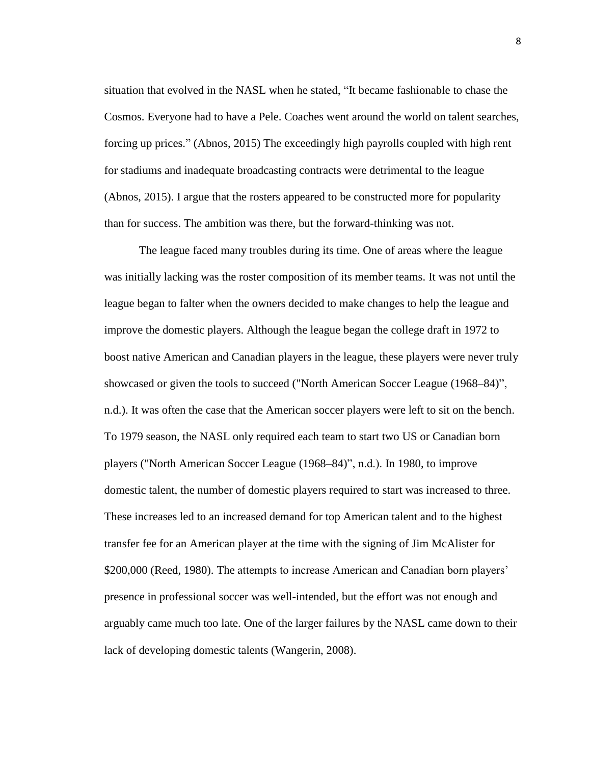situation that evolved in the NASL when he stated, "It became fashionable to chase the Cosmos. Everyone had to have a Pele. Coaches went around the world on talent searches, forcing up prices." (Abnos, 2015) The exceedingly high payrolls coupled with high rent for stadiums and inadequate broadcasting contracts were detrimental to the league (Abnos, 2015). I argue that the rosters appeared to be constructed more for popularity than for success. The ambition was there, but the forward-thinking was not.

The league faced many troubles during its time. One of areas where the league was initially lacking was the roster composition of its member teams. It was not until the league began to falter when the owners decided to make changes to help the league and improve the domestic players. Although the league began the college draft in 1972 to boost native American and Canadian players in the league, these players were never truly showcased or given the tools to succeed ("North American Soccer League (1968–84)", n.d.). It was often the case that the American soccer players were left to sit on the bench. To 1979 season, the NASL only required each team to start two US or Canadian born players ("North American Soccer League (1968–84)", n.d.). In 1980, to improve domestic talent, the number of domestic players required to start was increased to three. These increases led to an increased demand for top American talent and to the highest transfer fee for an American player at the time with the signing of Jim McAlister for $200,000 (Reed, 1980). The attempts to increase American and Canadian born players' presence in professional soccer was well-intended, but the effort was not enough and arguably came much too late. One of the larger failures by the NASL came down to their lack of developing domestic talents (Wangerin, 2008).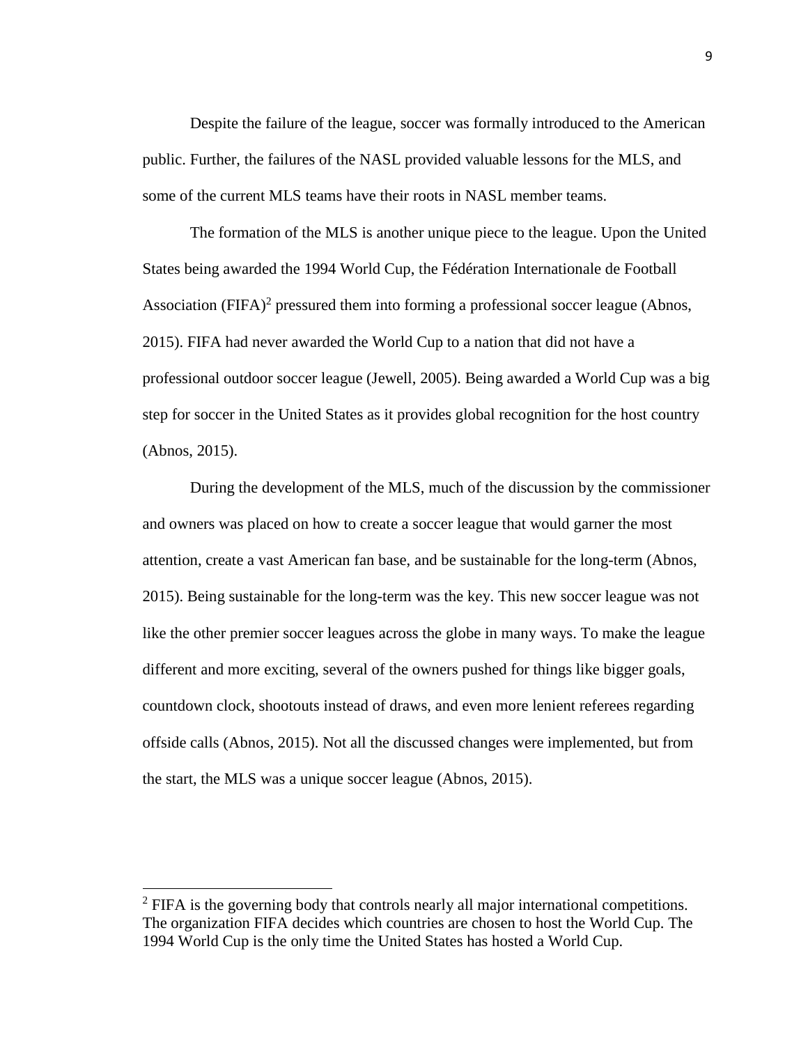Despite the failure of the league, soccer was formally introduced to the American public. Further, the failures of the NASL provided valuable lessons for the MLS, and some of the current MLS teams have their roots in NASL member teams.

The formation of the MLS is another unique piece to the league. Upon the United States being awarded the 1994 World Cup, the Fédération Internationale de Football Association (FIFA)[2] pressured them into forming a professional soccer league (Abnos, 2015). FIFA had never awarded the World Cup to a nation that did not have a professional outdoor soccer league (Jewell, 2005). Being awarded a World Cup was a big step for soccer in the United States as it provides global recognition for the host country (Abnos, 2015).

During the development of the MLS, much of the discussion by the commissioner and owners was placed on how to create a soccer league that would garner the most attention, create a vast American fan base, and be sustainable for the long-term (Abnos, 2015). Being sustainable for the long-term was the key. This new soccer league was not like the other premier soccer leagues across the globe in many ways. To make the league different and more exciting, several of the owners pushed for things like bigger goals, countdown clock, shootouts instead of draws, and even more lenient referees regarding offside calls (Abnos, 2015). Not all the discussed changes were implemented, but from the start, the MLS was a unique soccer league (Abnos, 2015).

---

[2] FIFA is the governing body that controls nearly all major international competitions. The organization FIFA decides which countries are chosen to host the World Cup. The 1994 World Cup is the only time the United States has hosted a World Cup.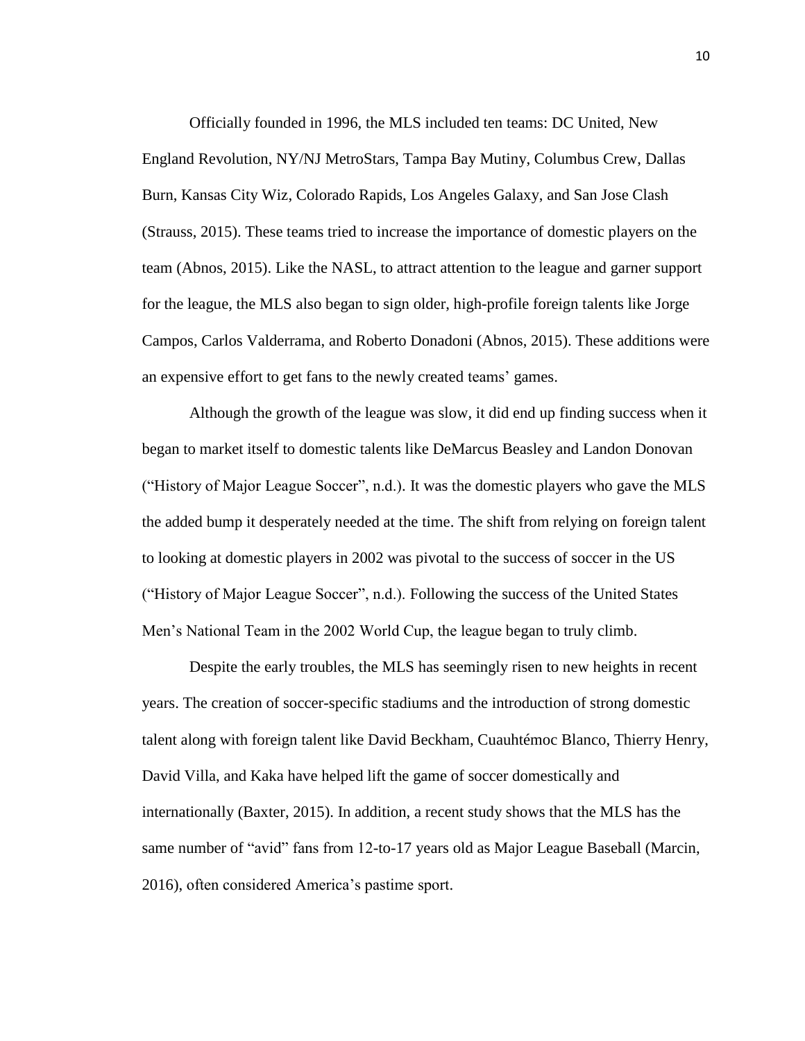Officially founded in 1996, the MLS included ten teams: DC United, New England Revolution, NY/NJ MetroStars, Tampa Bay Mutiny, Columbus Crew, Dallas Burn, Kansas City Wiz, Colorado Rapids, Los Angeles Galaxy, and San Jose Clash (Strauss, 2015). These teams tried to increase the importance of domestic players on the team (Abnos, 2015). Like the NASL, to attract attention to the league and garner support for the league, the MLS also began to sign older, high-profile foreign talents like Jorge Campos, Carlos Valderrama, and Roberto Donadoni (Abnos, 2015). These additions were an expensive effort to get fans to the newly created teams' games.

Although the growth of the league was slow, it did end up finding success when it began to market itself to domestic talents like DeMarcus Beasley and Landon Donovan ("History of Major League Soccer", n.d.). It was the domestic players who gave the MLS the added bump it desperately needed at the time. The shift from relying on foreign talent to looking at domestic players in 2002 was pivotal to the success of soccer in the US ("History of Major League Soccer", n.d.). Following the success of the United States Men's National Team in the 2002 World Cup, the league began to truly climb.

Despite the early troubles, the MLS has seemingly risen to new heights in recent years. The creation of soccer-specific stadiums and the introduction of strong domestic talent along with foreign talent like David Beckham, Cuauhtémoc Blanco, Thierry Henry, David Villa, and Kaka have helped lift the game of soccer domestically and internationally (Baxter, 2015). In addition, a recent study shows that the MLS has the same number of "avid" fans from 12-to-17 years old as Major League Baseball (Marcin, 2016), often considered America's pastime sport.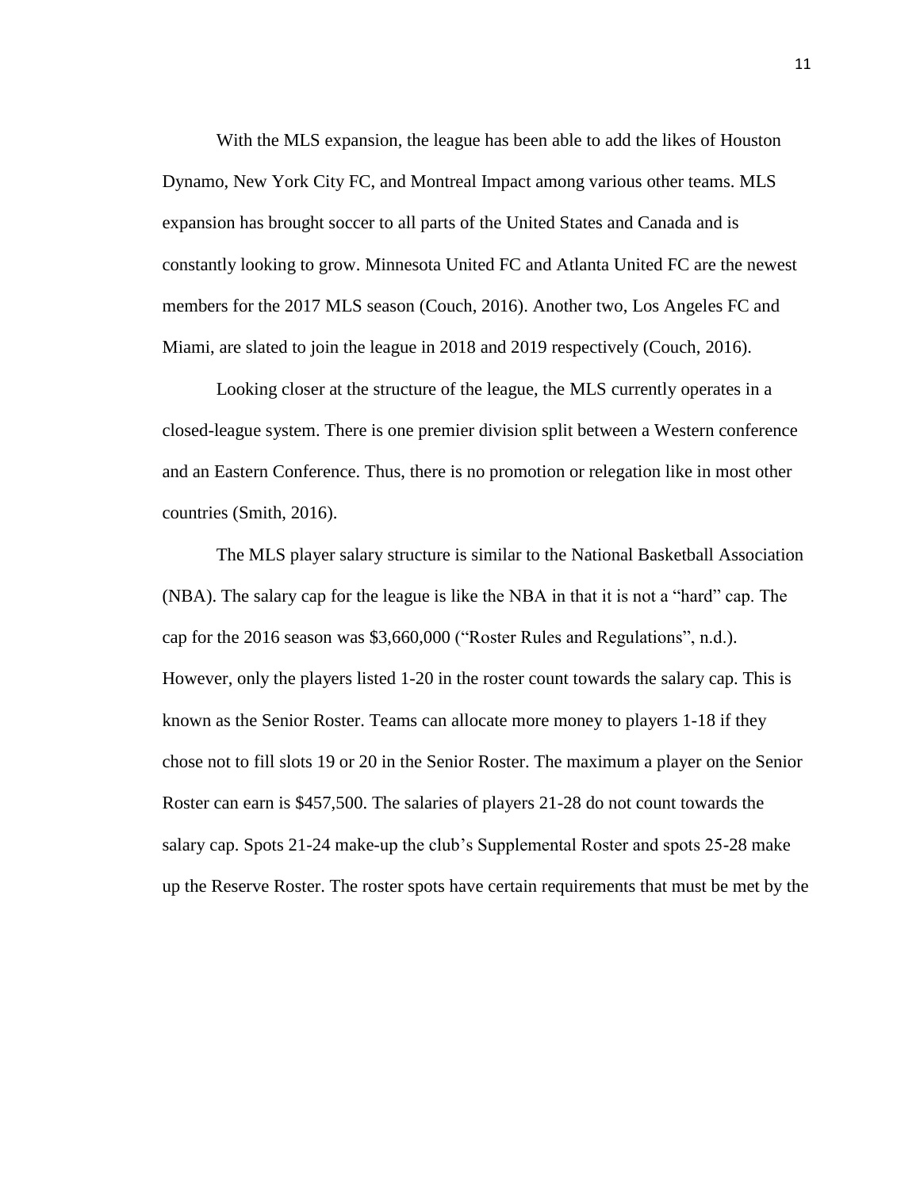With the MLS expansion, the league has been able to add the likes of Houston Dynamo, New York City FC, and Montreal Impact among various other teams. MLS expansion has brought soccer to all parts of the United States and Canada and is constantly looking to grow. Minnesota United FC and Atlanta United FC are the newest members for the 2017 MLS season (Couch, 2016). Another two, Los Angeles FC and Miami, are slated to join the league in 2018 and 2019 respectively (Couch, 2016).

Looking closer at the structure of the league, the MLS currently operates in a closed-league system. There is one premier division split between a Western conference and an Eastern Conference. Thus, there is no promotion or relegation like in most other countries (Smith, 2016).

The MLS player salary structure is similar to the National Basketball Association (NBA). The salary cap for the league is like the NBA in that it is not a “hard” cap. The cap for the 2016 season was $3,660,000 (“Roster Rules and Regulations”, n.d.). However, only the players listed 1-20 in the roster count towards the salary cap. This is known as the Senior Roster. Teams can allocate more money to players 1-18 if they chose not to fill slots 19 or 20 in the Senior Roster. The maximum a player on the Senior Roster can earn is $457,500. The salaries of players 21-28 do not count towards the salary cap. Spots 21-24 make-up the club’s Supplemental Roster and spots 25-28 make up the Reserve Roster. The roster spots have certain requirements that must be met by the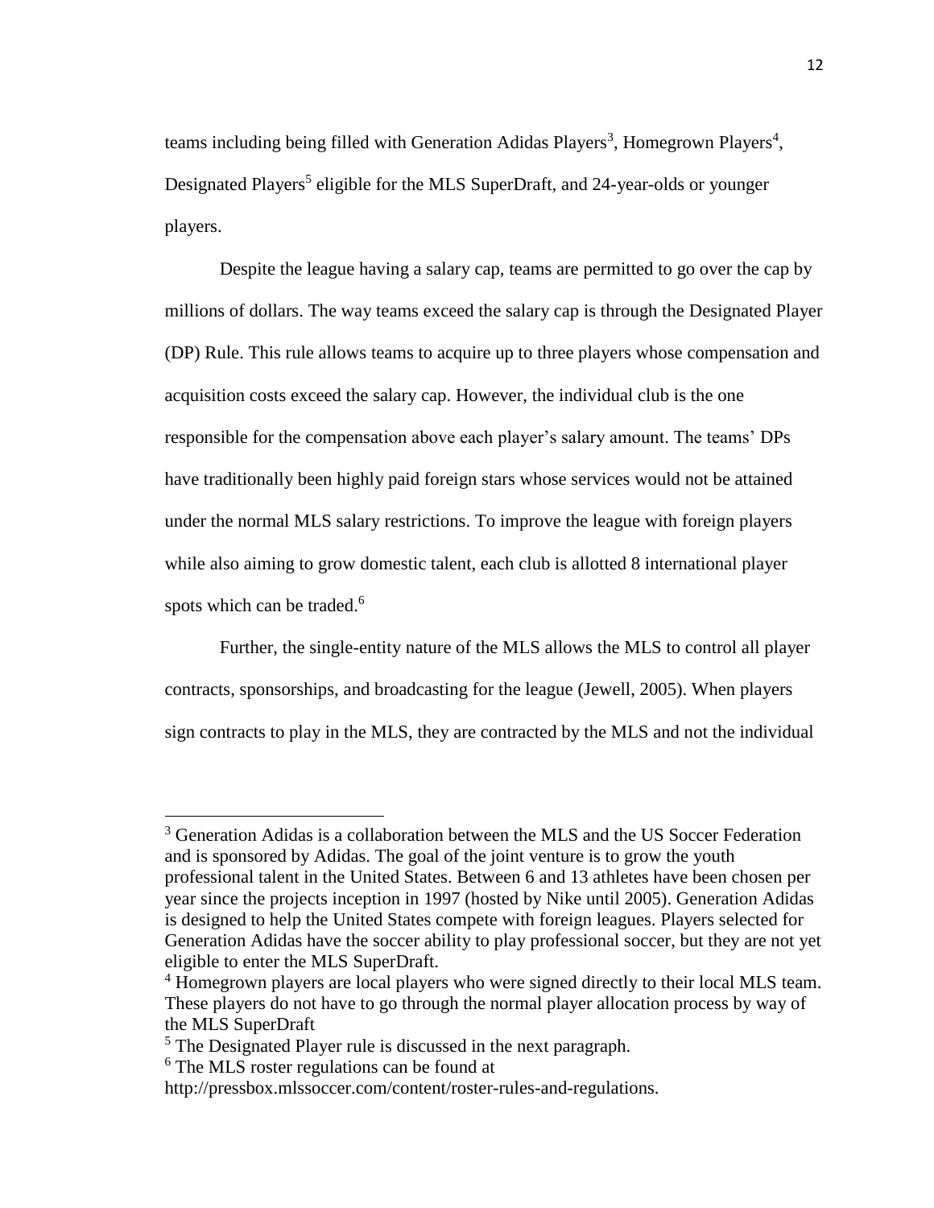teams including being filled with Generation Adidas Players[3], Homegrown Players[4], Designated Players[5] eligible for the MLS SuperDraft, and 24-year-olds or younger players.

Despite the league having a salary cap, teams are permitted to go over the cap by millions of dollars. The way teams exceed the salary cap is through the Designated Player (DP) Rule. This rule allows teams to acquire up to three players whose compensation and acquisition costs exceed the salary cap. However, the individual club is the one responsible for the compensation above each player's salary amount. The teams' DPs have traditionally been highly paid foreign stars whose services would not be attained under the normal MLS salary restrictions. To improve the league with foreign players while also aiming to grow domestic talent, each club is allotted 8 international player spots which can be traded.[6]

Further, the single-entity nature of the MLS allows the MLS to control all player contracts, sponsorships, and broadcasting for the league (Jewell, 2005). When players sign contracts to play in the MLS, they are contracted by the MLS and not the individual

---

[3] Generation Adidas is a collaboration between the MLS and the US Soccer Federation and is sponsored by Adidas. The goal of the joint venture is to grow the youth professional talent in the United States. Between 6 and 13 athletes have been chosen per year since the projects inception in 1997 (hosted by Nike until 2005). Generation Adidas is designed to help the United States compete with foreign leagues. Players selected for Generation Adidas have the soccer ability to play professional soccer, but they are not yet eligible to enter the MLS SuperDraft.

[4] Homegrown players are local players who were signed directly to their local MLS team. These players do not have to go through the normal player allocation process by way of the MLS SuperDraft

[5] The Designated Player rule is discussed in the next paragraph.

[6] The MLS roster regulations can be found at http://pressbox.mlssoccer.com/content/roster-rules-and-regulations.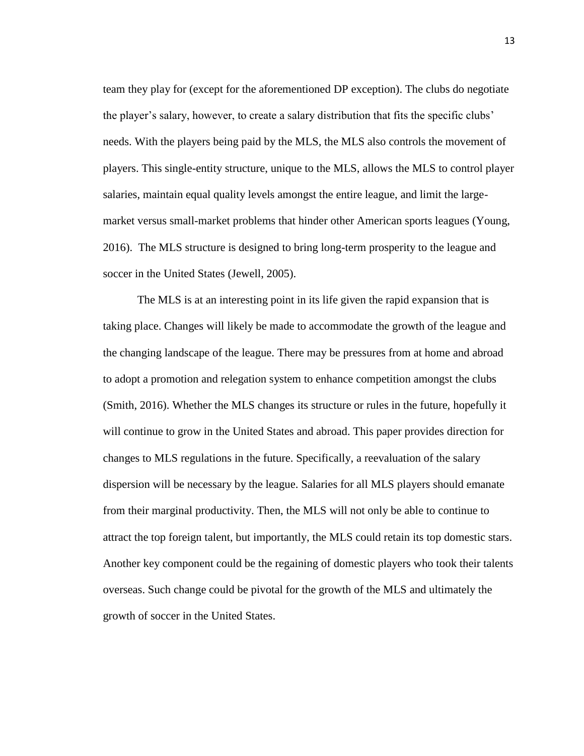team they play for (except for the aforementioned DP exception). The clubs do negotiate the player's salary, however, to create a salary distribution that fits the specific clubs' needs. With the players being paid by the MLS, the MLS also controls the movement of players. This single-entity structure, unique to the MLS, allows the MLS to control player salaries, maintain equal quality levels amongst the entire league, and limit the large-market versus small-market problems that hinder other American sports leagues (Young, 2016). The MLS structure is designed to bring long-term prosperity to the league and soccer in the United States (Jewell, 2005).

The MLS is at an interesting point in its life given the rapid expansion that is taking place. Changes will likely be made to accommodate the growth of the league and the changing landscape of the league. There may be pressures from at home and abroad to adopt a promotion and relegation system to enhance competition amongst the clubs (Smith, 2016). Whether the MLS changes its structure or rules in the future, hopefully it will continue to grow in the United States and abroad. This paper provides direction for changes to MLS regulations in the future. Specifically, a reevaluation of the salary dispersion will be necessary by the league. Salaries for all MLS players should emanate from their marginal productivity. Then, the MLS will not only be able to continue to attract the top foreign talent, but importantly, the MLS could retain its top domestic stars. Another key component could be the regaining of domestic players who took their talents overseas. Such change could be pivotal for the growth of the MLS and ultimately the growth of soccer in the United States.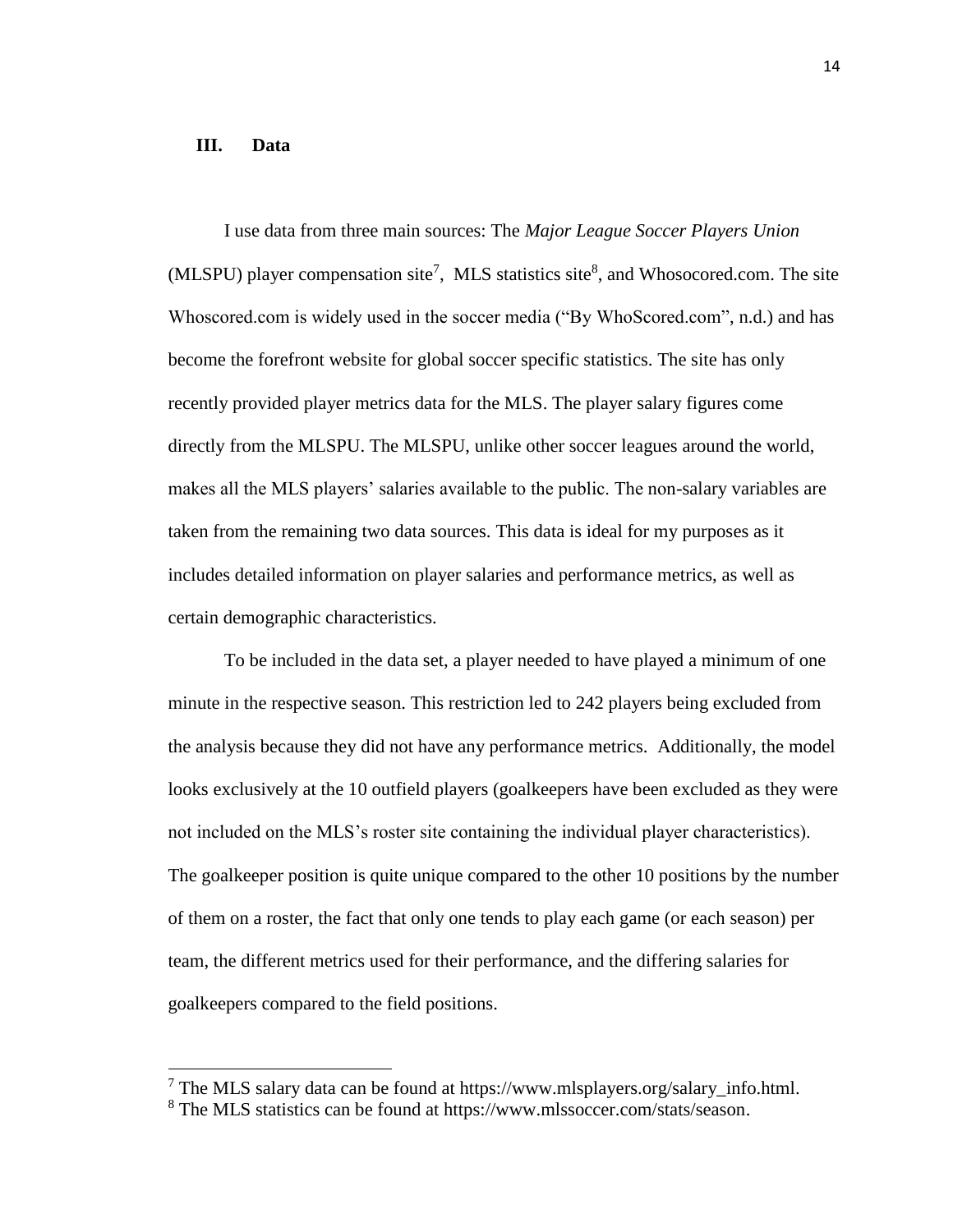## III. Data

I use data from three main sources: The *Major League Soccer Players Union* (MLSPU) player compensation site[7], MLS statistics site[8], and Whosocored.com. The site Whoscored.com is widely used in the soccer media ("By WhoScored.com", n.d.) and has become the forefront website for global soccer specific statistics. The site has only recently provided player metrics data for the MLS. The player salary figures come directly from the MLSPU. The MLSPU, unlike other soccer leagues around the world, makes all the MLS players' salaries available to the public. The non-salary variables are taken from the remaining two data sources. This data is ideal for my purposes as it includes detailed information on player salaries and performance metrics, as well as certain demographic characteristics.

To be included in the data set, a player needed to have played a minimum of one minute in the respective season. This restriction led to 242 players being excluded from the analysis because they did not have any performance metrics. Additionally, the model looks exclusively at the 10 outfield players (goalkeepers have been excluded as they were not included on the MLS's roster site containing the individual player characteristics). The goalkeeper position is quite unique compared to the other 10 positions by the number of them on a roster, the fact that only one tends to play each game (or each season) per team, the different metrics used for their performance, and the differing salaries for goalkeepers compared to the field positions.

---

[7] The MLS salary data can be found at https://www.mlsplayers.org/salary_info.html.

[8] The MLS statistics can be found at https://www.mlssoccer.com/stats/season.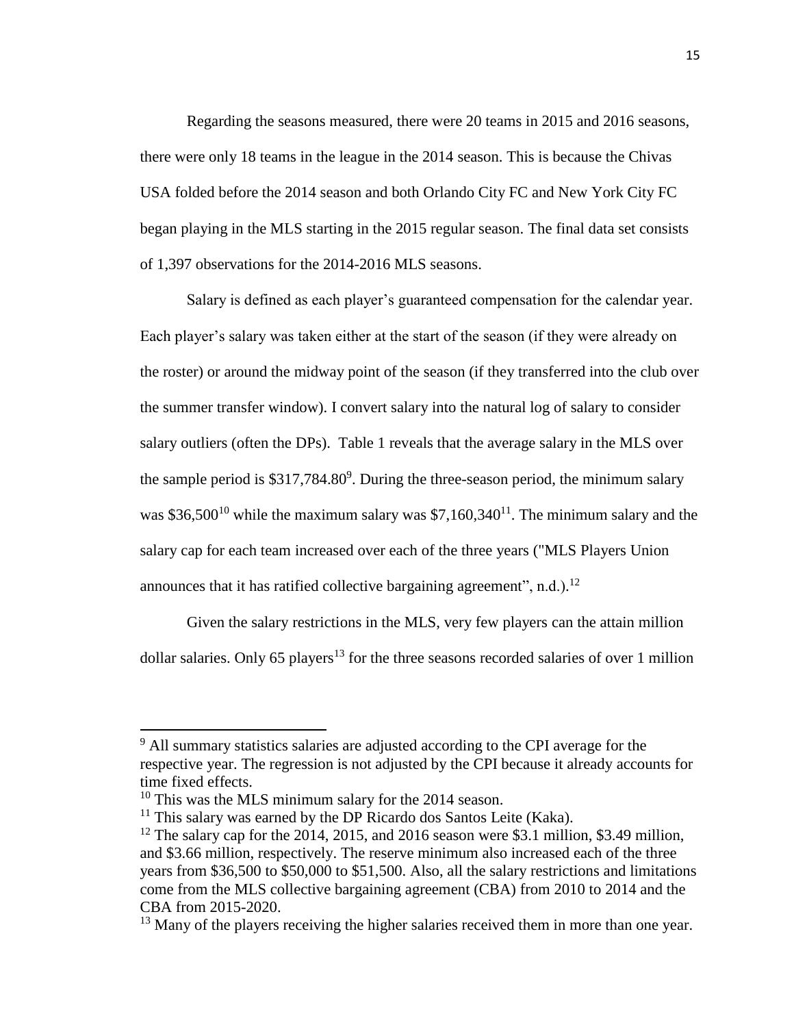Regarding the seasons measured, there were 20 teams in 2015 and 2016 seasons, there were only 18 teams in the league in the 2014 season. This is because the Chivas USA folded before the 2014 season and both Orlando City FC and New York City FC began playing in the MLS starting in the 2015 regular season. The final data set consists of 1,397 observations for the 2014-2016 MLS seasons.

Salary is defined as each player's guaranteed compensation for the calendar year. Each player's salary was taken either at the start of the season (if they were already on the roster) or around the midway point of the season (if they transferred into the club over the summer transfer window). I convert salary into the natural log of salary to consider salary outliers (often the DPs). Table 1 reveals that the average salary in the MLS over the sample period is $317,784.80[9]. During the three-season period, the minimum salary was $36,500[10] while the maximum salary was $7,160,340[11]. The minimum salary and the salary cap for each team increased over each of the three years ("MLS Players Union announces that it has ratified collective bargaining agreement", n.d.).[12]

Given the salary restrictions in the MLS, very few players can the attain million dollar salaries. Only 65 players[13] for the three seasons recorded salaries of over 1 million

---

[9] All summary statistics salaries are adjusted according to the CPI average for the respective year. The regression is not adjusted by the CPI because it already accounts for time fixed effects.

[10] This was the MLS minimum salary for the 2014 season.

[11] This salary was earned by the DP Ricardo dos Santos Leite (Kaka).

[12] The salary cap for the 2014, 2015, and 2016 season were $3.1 million, $3.49 million, and $3.66 million, respectively. The reserve minimum also increased each of the three years from $36,500 to $50,000 to $51,500. Also, all the salary restrictions and limitations come from the MLS collective bargaining agreement (CBA) from 2010 to 2014 and the CBA from 2015-2020.

[13] Many of the players receiving the higher salaries received them in more than one year.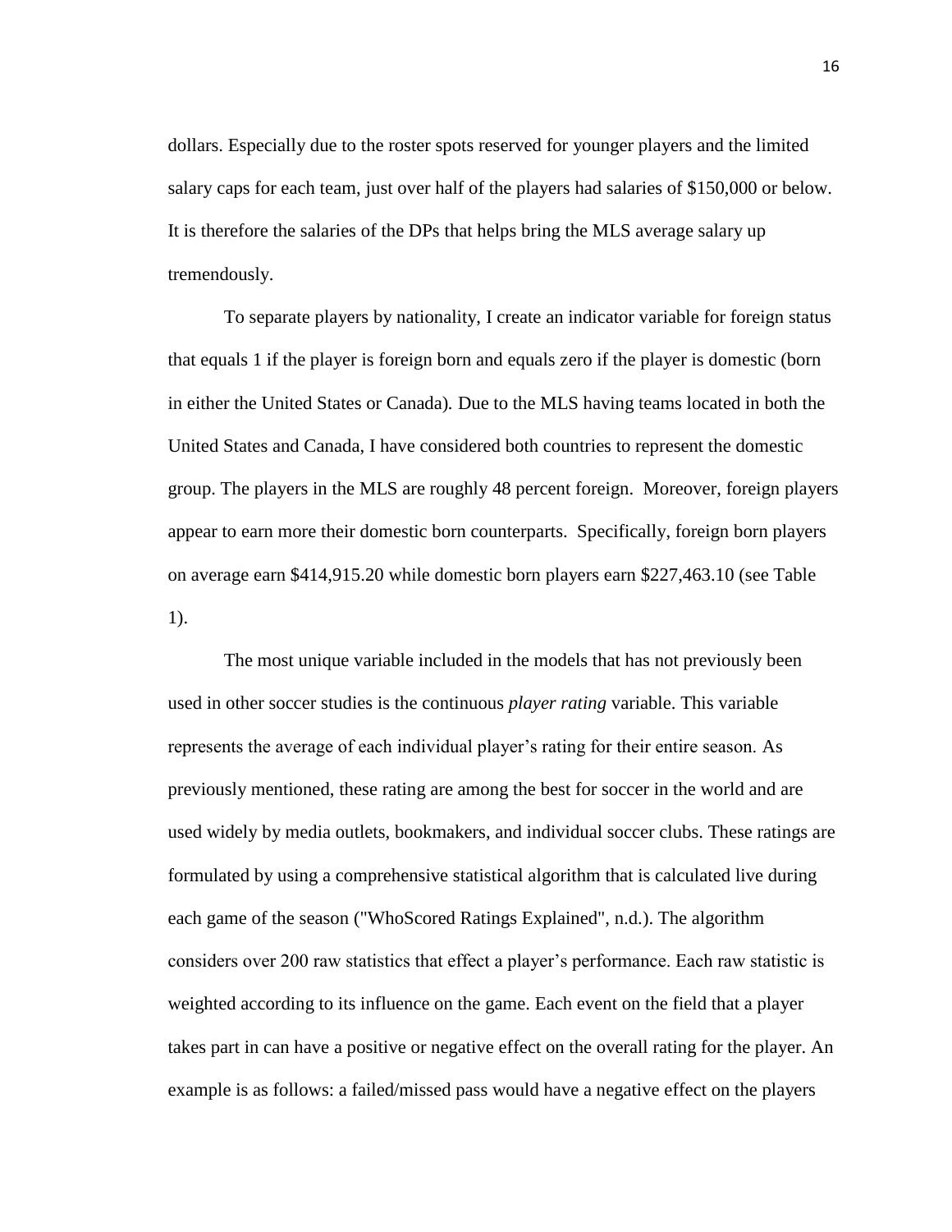dollars. Especially due to the roster spots reserved for younger players and the limited salary caps for each team, just over half of the players had salaries of $150,000 or below. It is therefore the salaries of the DPs that helps bring the MLS average salary up tremendously.

To separate players by nationality, I create an indicator variable for foreign status that equals 1 if the player is foreign born and equals zero if the player is domestic (born in either the United States or Canada). Due to the MLS having teams located in both the United States and Canada, I have considered both countries to represent the domestic group. The players in the MLS are roughly 48 percent foreign. Moreover, foreign players appear to earn more their domestic born counterparts. Specifically, foreign born players on average earn $414,915.20 while domestic born players earn $227,463.10 (see Table 1).

The most unique variable included in the models that has not previously been used in other soccer studies is the continuous *player rating* variable. This variable represents the average of each individual player's rating for their entire season. As previously mentioned, these rating are among the best for soccer in the world and are used widely by media outlets, bookmakers, and individual soccer clubs. These ratings are formulated by using a comprehensive statistical algorithm that is calculated live during each game of the season ("WhoScored Ratings Explained", n.d.). The algorithm considers over 200 raw statistics that effect a player's performance. Each raw statistic is weighted according to its influence on the game. Each event on the field that a player takes part in can have a positive or negative effect on the overall rating for the player. An example is as follows: a failed/missed pass would have a negative effect on the players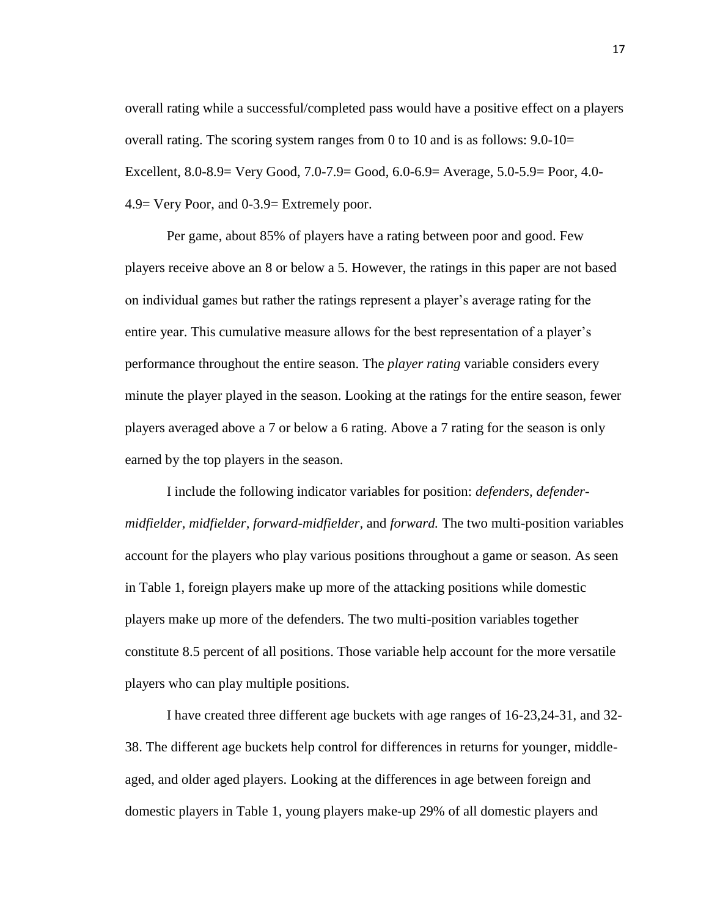overall rating while a successful/completed pass would have a positive effect on a players overall rating. The scoring system ranges from 0 to 10 and is as follows: 9.0-10= Excellent, 8.0-8.9= Very Good, 7.0-7.9= Good, 6.0-6.9= Average, 5.0-5.9= Poor, 4.0-4.9= Very Poor, and 0-3.9= Extremely poor.

Per game, about 85% of players have a rating between poor and good. Few players receive above an 8 or below a 5. However, the ratings in this paper are not based on individual games but rather the ratings represent a player's average rating for the entire year. This cumulative measure allows for the best representation of a player's performance throughout the entire season. The *player rating* variable considers every minute the player played in the season. Looking at the ratings for the entire season, fewer players averaged above a 7 or below a 6 rating. Above a 7 rating for the season is only earned by the top players in the season.

I include the following indicator variables for position: *defenders*, *defender-midfielder*, *midfielder*, *forward-midfielder*, and *forward.* The two multi-position variables account for the players who play various positions throughout a game or season. As seen in Table 1, foreign players make up more of the attacking positions while domestic players make up more of the defenders. The two multi-position variables together constitute 8.5 percent of all positions. Those variable help account for the more versatile players who can play multiple positions.

I have created three different age buckets with age ranges of 16-23,24-31, and 32-38. The different age buckets help control for differences in returns for younger, middle-aged, and older aged players. Looking at the differences in age between foreign and domestic players in Table 1, young players make-up 29% of all domestic players and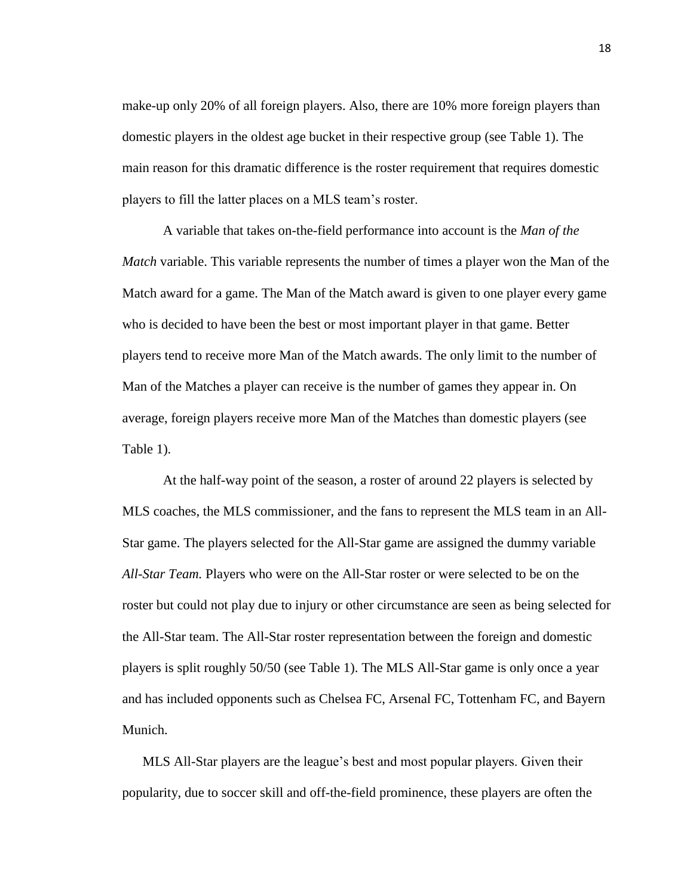make-up only 20% of all foreign players. Also, there are 10% more foreign players than domestic players in the oldest age bucket in their respective group (see Table 1). The main reason for this dramatic difference is the roster requirement that requires domestic players to fill the latter places on a MLS team's roster.

A variable that takes on-the-field performance into account is the *Man of the Match* variable. This variable represents the number of times a player won the Man of the Match award for a game. The Man of the Match award is given to one player every game who is decided to have been the best or most important player in that game. Better players tend to receive more Man of the Match awards. The only limit to the number of Man of the Matches a player can receive is the number of games they appear in. On average, foreign players receive more Man of the Matches than domestic players (see Table 1).

At the half-way point of the season, a roster of around 22 players is selected by MLS coaches, the MLS commissioner, and the fans to represent the MLS team in an All-Star game. The players selected for the All-Star game are assigned the dummy variable *All-Star Team.* Players who were on the All-Star roster or were selected to be on the roster but could not play due to injury or other circumstance are seen as being selected for the All-Star team. The All-Star roster representation between the foreign and domestic players is split roughly 50/50 (see Table 1). The MLS All-Star game is only once a year and has included opponents such as Chelsea FC, Arsenal FC, Tottenham FC, and Bayern Munich.

MLS All-Star players are the league's best and most popular players. Given their popularity, due to soccer skill and off-the-field prominence, these players are often the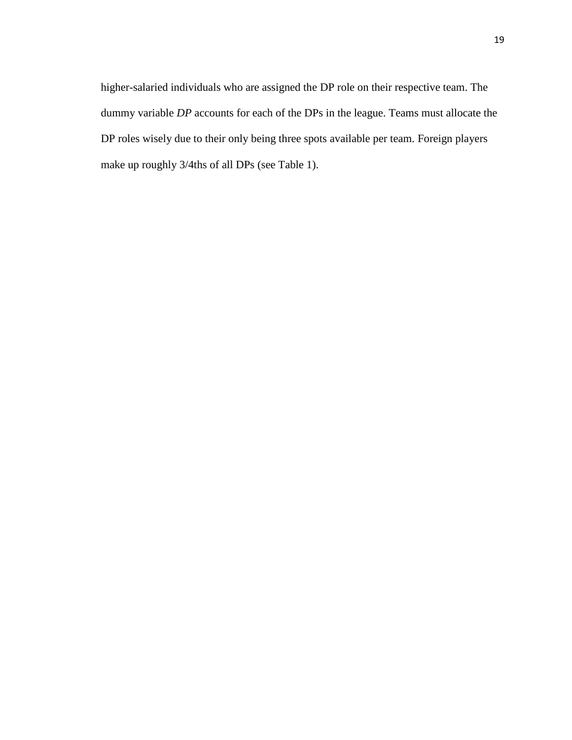higher-salaried individuals who are assigned the DP role on their respective team. The dummy variable *DP* accounts for each of the DPs in the league. Teams must allocate the DP roles wisely due to their only being three spots available per team. Foreign players make up roughly 3/4ths of all DPs (see Table 1).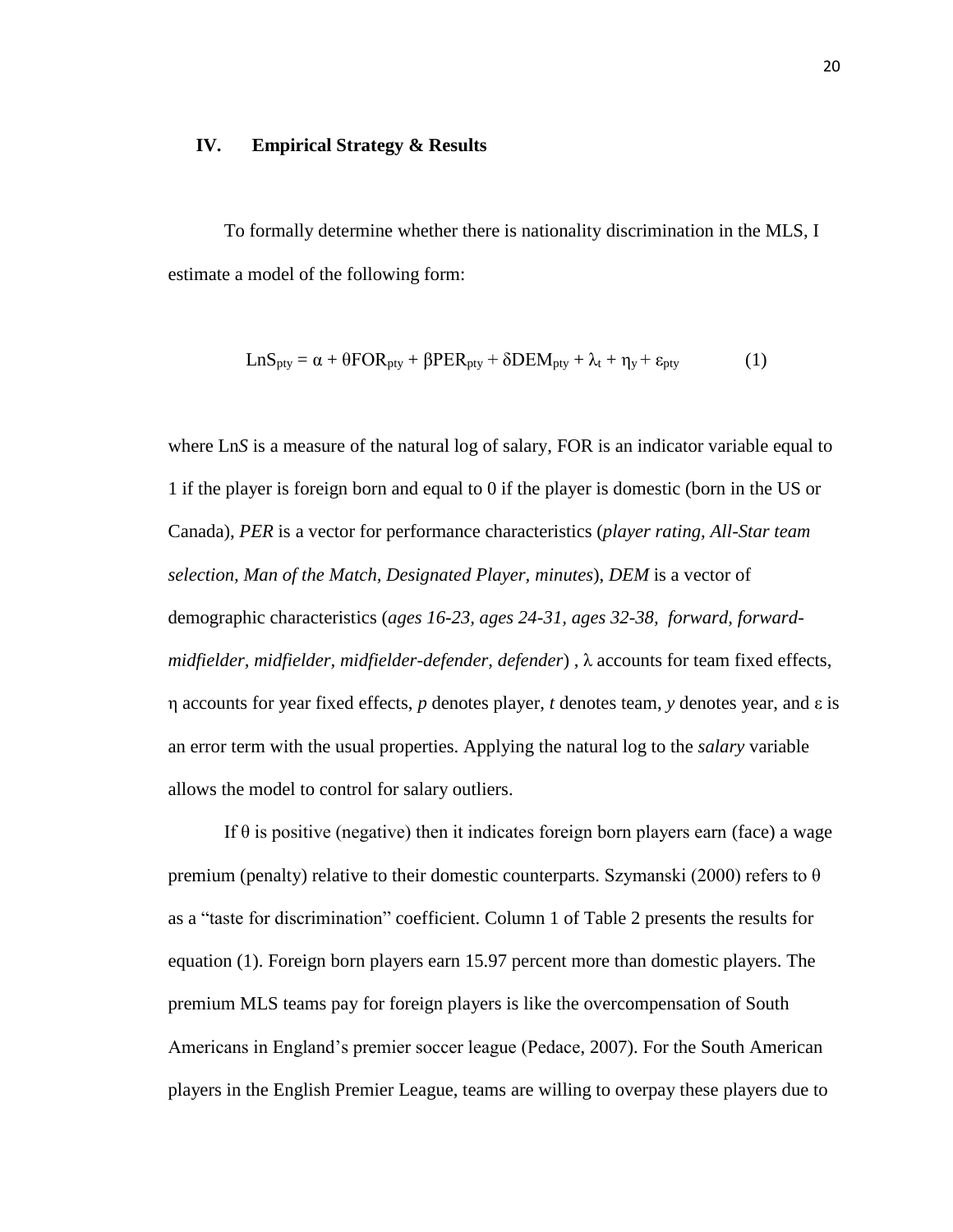## IV. Empirical Strategy & Results

To formally determine whether there is nationality discrimination in the MLS, I estimate a model of the following form:

$$\text{LnS}_{pty} = \alpha + \theta\text{FOR}_{pty} + \beta\text{PER}_{pty} + \delta\text{DEM}_{pty} + \lambda_t + \eta_y + \varepsilon_{pty} \qquad (1)$$

where Ln*S* is a measure of the natural log of salary, FOR is an indicator variable equal to 1 if the player is foreign born and equal to 0 if the player is domestic (born in the US or Canada), *PER* is a vector for performance characteristics (*player rating, All-Star team selection, Man of the Match, Designated Player, minutes*), *DEM* is a vector of demographic characteristics (*ages 16-23, ages 24-31, ages 32-38, forward, forward-midfielder, midfielder, midfielder-defender, defender*), $\lambda$ accounts for team fixed effects, $\eta$ accounts for year fixed effects, *p* denotes player, *t* denotes team, *y* denotes year, and $\varepsilon$ is an error term with the usual properties. Applying the natural log to the *salary* variable allows the model to control for salary outliers.

If $\theta$ is positive (negative) then it indicates foreign born players earn (face) a wage premium (penalty) relative to their domestic counterparts. Szymanski (2000) refers to $\theta$ as a "taste for discrimination" coefficient. Column 1 of Table 2 presents the results for equation (1). Foreign born players earn 15.97 percent more than domestic players. The premium MLS teams pay for foreign players is like the overcompensation of South Americans in England's premier soccer league (Pedace, 2007). For the South American players in the English Premier League, teams are willing to overpay these players due to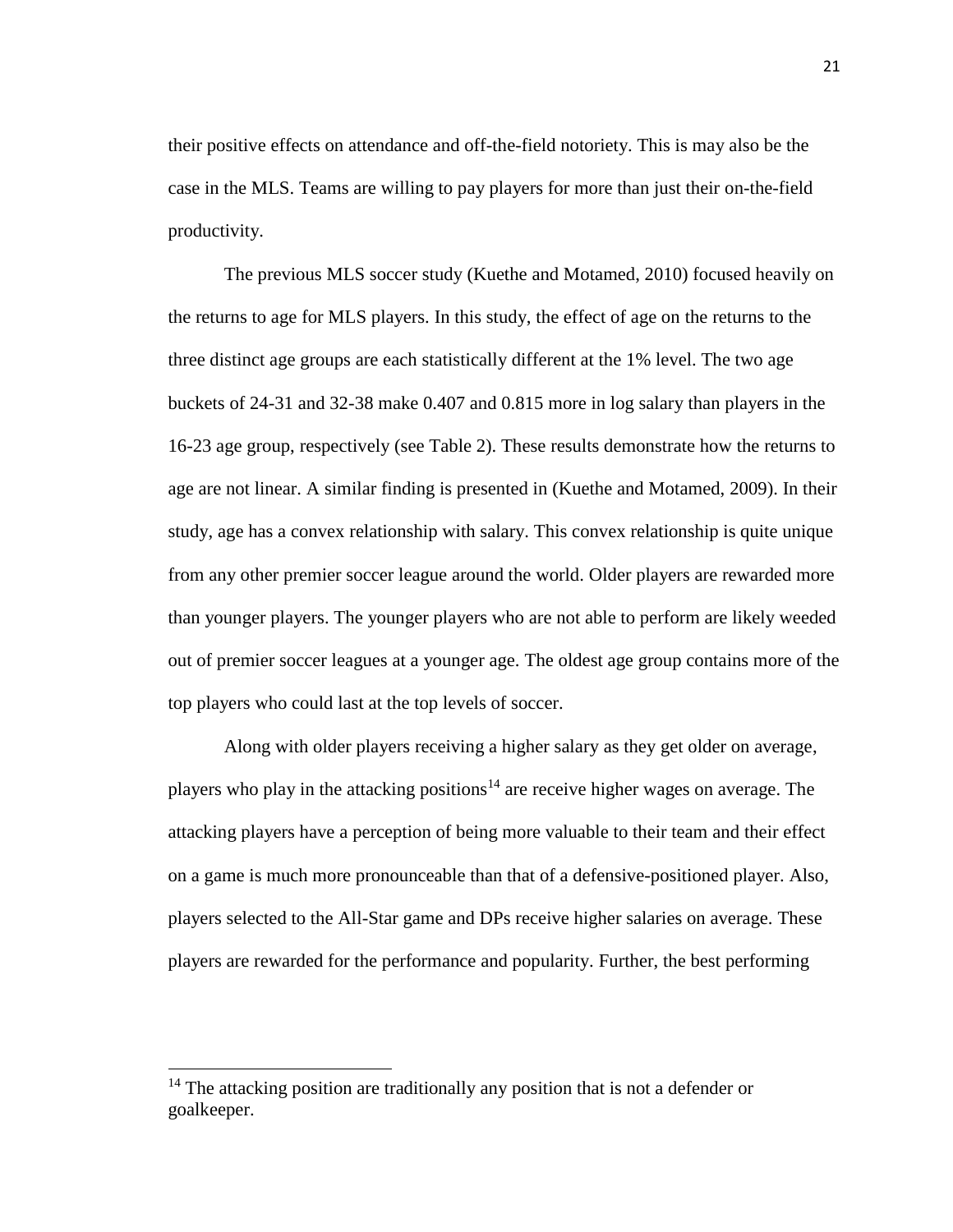their positive effects on attendance and off-the-field notoriety. This is may also be the case in the MLS. Teams are willing to pay players for more than just their on-the-field productivity.

The previous MLS soccer study (Kuethe and Motamed, 2010) focused heavily on the returns to age for MLS players. In this study, the effect of age on the returns to the three distinct age groups are each statistically different at the 1% level. The two age buckets of 24-31 and 32-38 make 0.407 and 0.815 more in log salary than players in the 16-23 age group, respectively (see Table 2). These results demonstrate how the returns to age are not linear. A similar finding is presented in (Kuethe and Motamed, 2009). In their study, age has a convex relationship with salary. This convex relationship is quite unique from any other premier soccer league around the world. Older players are rewarded more than younger players. The younger players who are not able to perform are likely weeded out of premier soccer leagues at a younger age. The oldest age group contains more of the top players who could last at the top levels of soccer.

Along with older players receiving a higher salary as they get older on average, players who play in the attacking positions[14] are receive higher wages on average. The attacking players have a perception of being more valuable to their team and their effect on a game is much more pronounceable than that of a defensive-positioned player. Also, players selected to the All-Star game and DPs receive higher salaries on average. These players are rewarded for the performance and popularity. Further, the best performing

---

[14] The attacking position are traditionally any position that is not a defender or goalkeeper.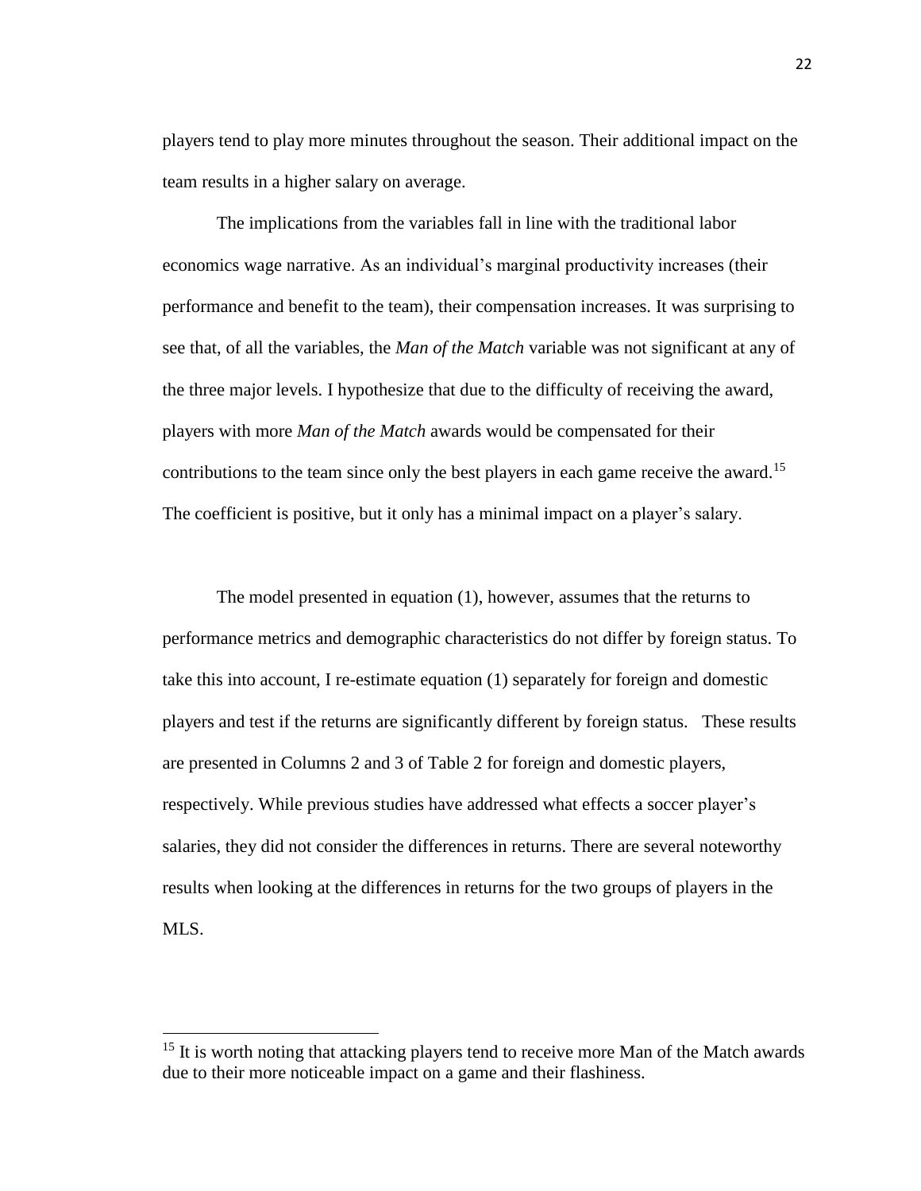players tend to play more minutes throughout the season. Their additional impact on the team results in a higher salary on average.

The implications from the variables fall in line with the traditional labor economics wage narrative. As an individual's marginal productivity increases (their performance and benefit to the team), their compensation increases. It was surprising to see that, of all the variables, the *Man of the Match* variable was not significant at any of the three major levels. I hypothesize that due to the difficulty of receiving the award, players with more *Man of the Match* awards would be compensated for their contributions to the team since only the best players in each game receive the award.[15] The coefficient is positive, but it only has a minimal impact on a player's salary.

The model presented in equation (1), however, assumes that the returns to performance metrics and demographic characteristics do not differ by foreign status. To take this into account, I re-estimate equation (1) separately for foreign and domestic players and test if the returns are significantly different by foreign status. These results are presented in Columns 2 and 3 of Table 2 for foreign and domestic players, respectively. While previous studies have addressed what effects a soccer player's salaries, they did not consider the differences in returns. There are several noteworthy results when looking at the differences in returns for the two groups of players in the MLS.

[15] It is worth noting that attacking players tend to receive more Man of the Match awards due to their more noticeable impact on a game and their flashiness.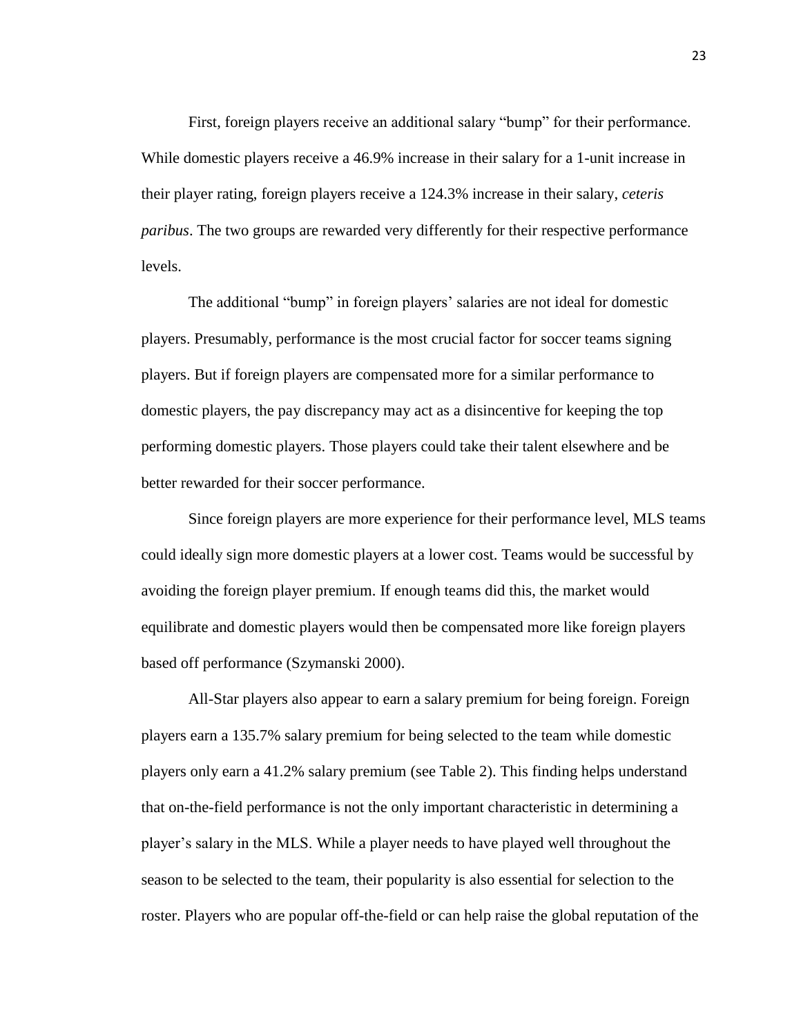First, foreign players receive an additional salary "bump" for their performance. While domestic players receive a 46.9% increase in their salary for a 1-unit increase in their player rating, foreign players receive a 124.3% increase in their salary, *ceteris paribus*. The two groups are rewarded very differently for their respective performance levels.

The additional "bump" in foreign players' salaries are not ideal for domestic players. Presumably, performance is the most crucial factor for soccer teams signing players. But if foreign players are compensated more for a similar performance to domestic players, the pay discrepancy may act as a disincentive for keeping the top performing domestic players. Those players could take their talent elsewhere and be better rewarded for their soccer performance.

Since foreign players are more experience for their performance level, MLS teams could ideally sign more domestic players at a lower cost. Teams would be successful by avoiding the foreign player premium. If enough teams did this, the market would equilibrate and domestic players would then be compensated more like foreign players based off performance (Szymanski 2000).

All-Star players also appear to earn a salary premium for being foreign. Foreign players earn a 135.7% salary premium for being selected to the team while domestic players only earn a 41.2% salary premium (see Table 2). This finding helps understand that on-the-field performance is not the only important characteristic in determining a player's salary in the MLS. While a player needs to have played well throughout the season to be selected to the team, their popularity is also essential for selection to the roster. Players who are popular off-the-field or can help raise the global reputation of the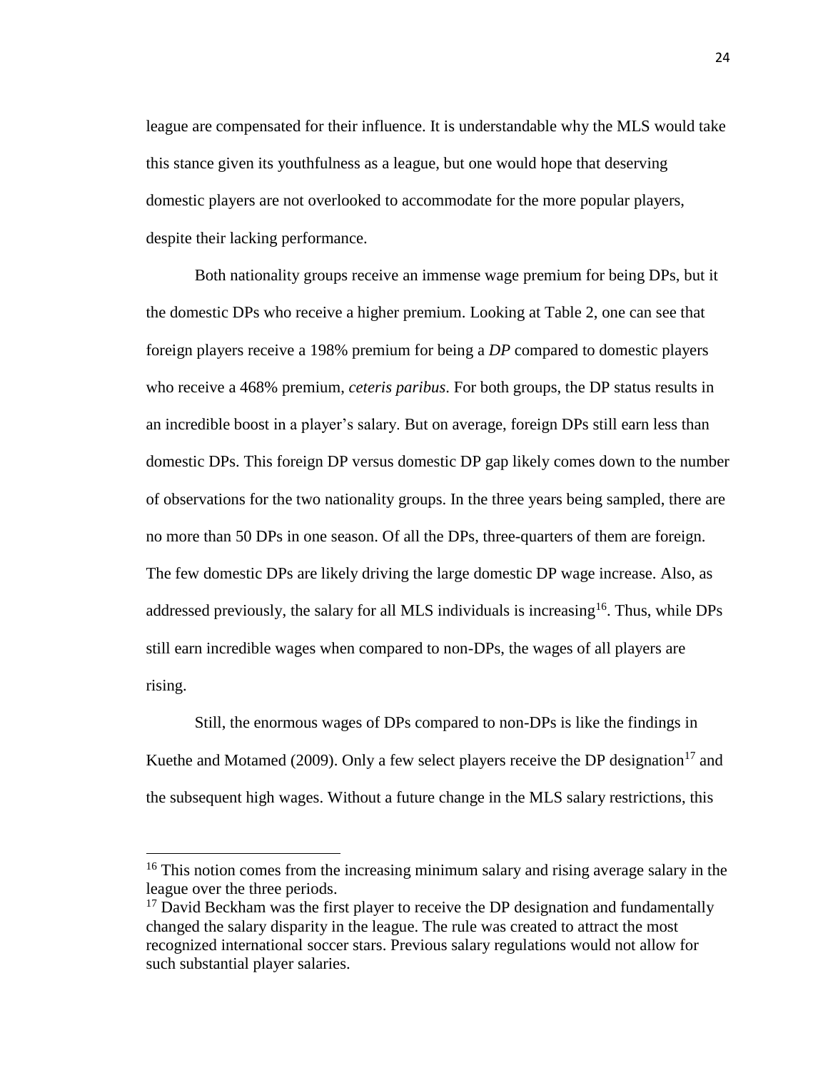league are compensated for their influence. It is understandable why the MLS would take this stance given its youthfulness as a league, but one would hope that deserving domestic players are not overlooked to accommodate for the more popular players, despite their lacking performance.

Both nationality groups receive an immense wage premium for being DPs, but it the domestic DPs who receive a higher premium. Looking at Table 2, one can see that foreign players receive a 198% premium for being a *DP* compared to domestic players who receive a 468% premium, *ceteris paribus*. For both groups, the DP status results in an incredible boost in a player's salary. But on average, foreign DPs still earn less than domestic DPs. This foreign DP versus domestic DP gap likely comes down to the number of observations for the two nationality groups. In the three years being sampled, there are no more than 50 DPs in one season. Of all the DPs, three-quarters of them are foreign. The few domestic DPs are likely driving the large domestic DP wage increase. Also, as addressed previously, the salary for all MLS individuals is increasing[16]. Thus, while DPs still earn incredible wages when compared to non-DPs, the wages of all players are rising.

Still, the enormous wages of DPs compared to non-DPs is like the findings in Kuethe and Motamed (2009). Only a few select players receive the DP designation[17] and the subsequent high wages. Without a future change in the MLS salary restrictions, this

---

[16] This notion comes from the increasing minimum salary and rising average salary in the league over the three periods.

[17] David Beckham was the first player to receive the DP designation and fundamentally changed the salary disparity in the league. The rule was created to attract the most recognized international soccer stars. Previous salary regulations would not allow for such substantial player salaries.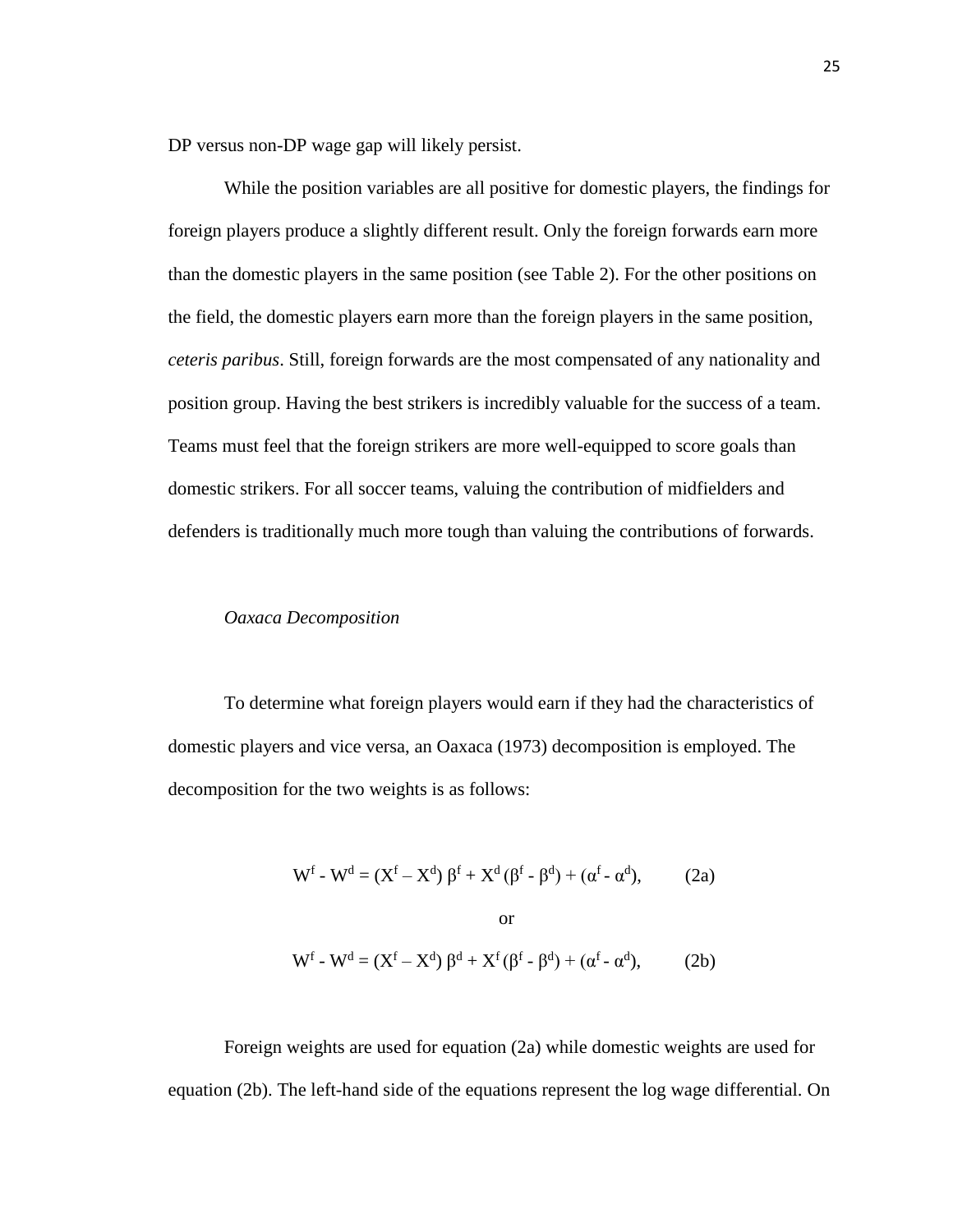DP versus non-DP wage gap will likely persist.

While the position variables are all positive for domestic players, the findings for foreign players produce a slightly different result. Only the foreign forwards earn more than the domestic players in the same position (see Table 2). For the other positions on the field, the domestic players earn more than the foreign players in the same position, *ceteris paribus*. Still, foreign forwards are the most compensated of any nationality and position group. Having the best strikers is incredibly valuable for the success of a team. Teams must feel that the foreign strikers are more well-equipped to score goals than domestic strikers. For all soccer teams, valuing the contribution of midfielders and defenders is traditionally much more tough than valuing the contributions of forwards.

*Oaxaca Decomposition*

To determine what foreign players would earn if they had the characteristics of domestic players and vice versa, an Oaxaca (1973) decomposition is employed. The decomposition for the two weights is as follows:

$$W^f - W^d = (X^f - X^d)\,\beta^f + X^d\,(\beta^f - \beta^d) + (\alpha^f - \alpha^d), \qquad (2a)$$

or

$$W^f - W^d = (X^f - X^d)\,\beta^d + X^f\,(\beta^f - \beta^d) + (\alpha^f - \alpha^d), \qquad (2b)$$

Foreign weights are used for equation (2a) while domestic weights are used for equation (2b). The left-hand side of the equations represent the log wage differential. On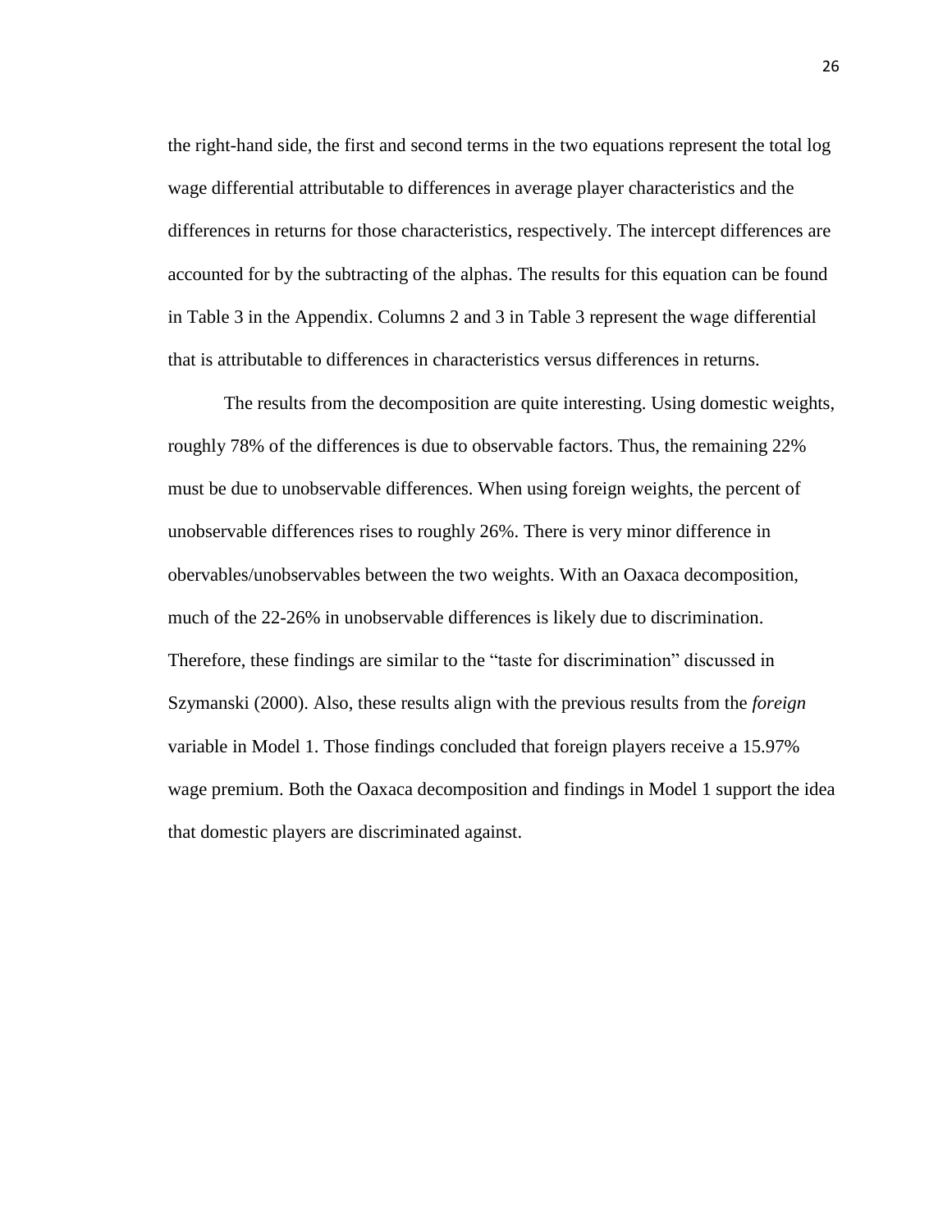the right-hand side, the first and second terms in the two equations represent the total log wage differential attributable to differences in average player characteristics and the differences in returns for those characteristics, respectively. The intercept differences are accounted for by the subtracting of the alphas. The results for this equation can be found in Table 3 in the Appendix. Columns 2 and 3 in Table 3 represent the wage differential that is attributable to differences in characteristics versus differences in returns.

The results from the decomposition are quite interesting. Using domestic weights, roughly 78% of the differences is due to observable factors. Thus, the remaining 22% must be due to unobservable differences. When using foreign weights, the percent of unobservable differences rises to roughly 26%. There is very minor difference in obervables/unobservables between the two weights. With an Oaxaca decomposition, much of the 22-26% in unobservable differences is likely due to discrimination. Therefore, these findings are similar to the "taste for discrimination" discussed in Szymanski (2000). Also, these results align with the previous results from the *foreign* variable in Model 1. Those findings concluded that foreign players receive a 15.97% wage premium. Both the Oaxaca decomposition and findings in Model 1 support the idea that domestic players are discriminated against.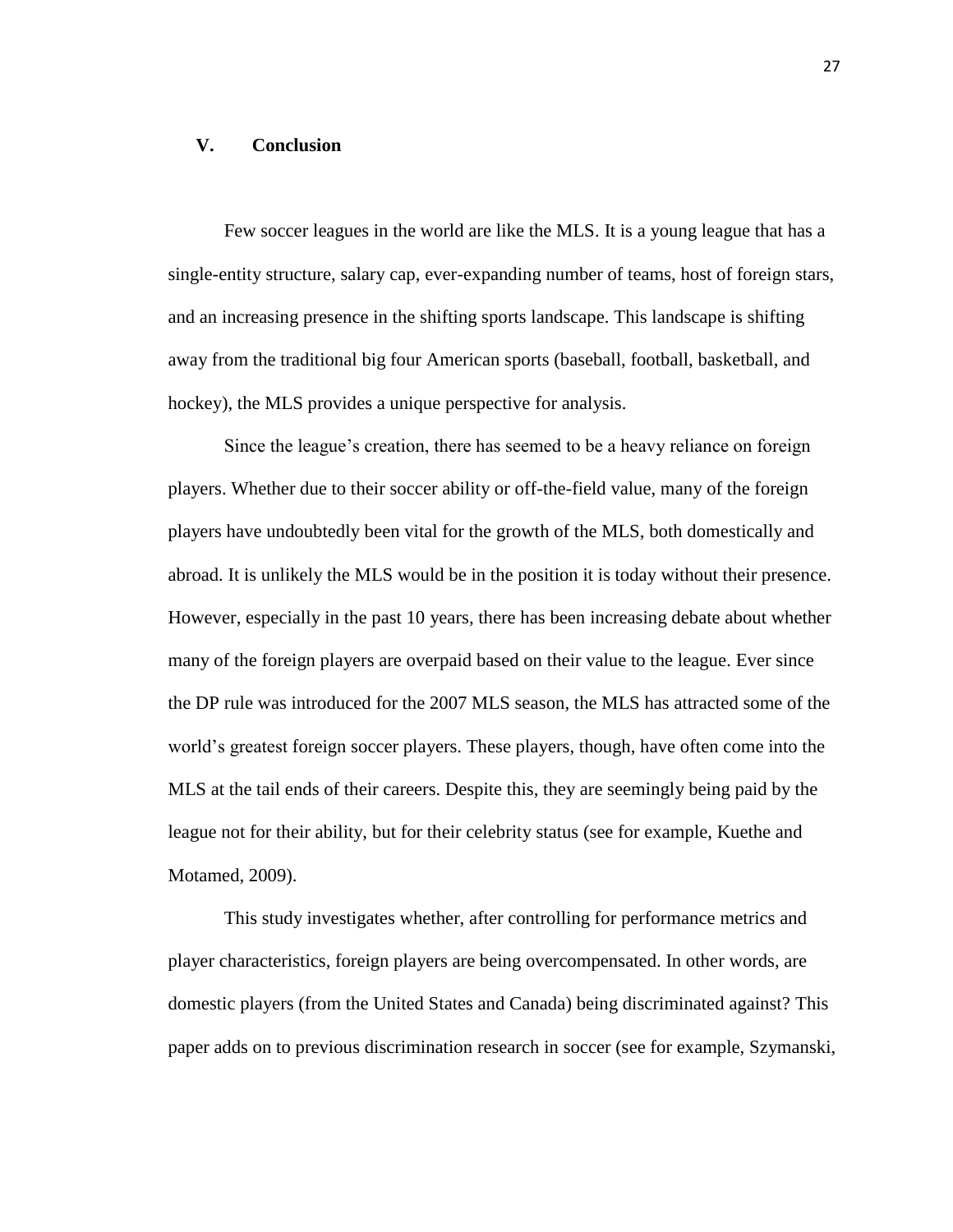## V. Conclusion

Few soccer leagues in the world are like the MLS. It is a young league that has a single-entity structure, salary cap, ever-expanding number of teams, host of foreign stars, and an increasing presence in the shifting sports landscape. This landscape is shifting away from the traditional big four American sports (baseball, football, basketball, and hockey), the MLS provides a unique perspective for analysis.

Since the league's creation, there has seemed to be a heavy reliance on foreign players. Whether due to their soccer ability or off-the-field value, many of the foreign players have undoubtedly been vital for the growth of the MLS, both domestically and abroad. It is unlikely the MLS would be in the position it is today without their presence. However, especially in the past 10 years, there has been increasing debate about whether many of the foreign players are overpaid based on their value to the league. Ever since the DP rule was introduced for the 2007 MLS season, the MLS has attracted some of the world's greatest foreign soccer players. These players, though, have often come into the MLS at the tail ends of their careers. Despite this, they are seemingly being paid by the league not for their ability, but for their celebrity status (see for example, Kuethe and Motamed, 2009).

This study investigates whether, after controlling for performance metrics and player characteristics, foreign players are being overcompensated. In other words, are domestic players (from the United States and Canada) being discriminated against? This paper adds on to previous discrimination research in soccer (see for example, Szymanski,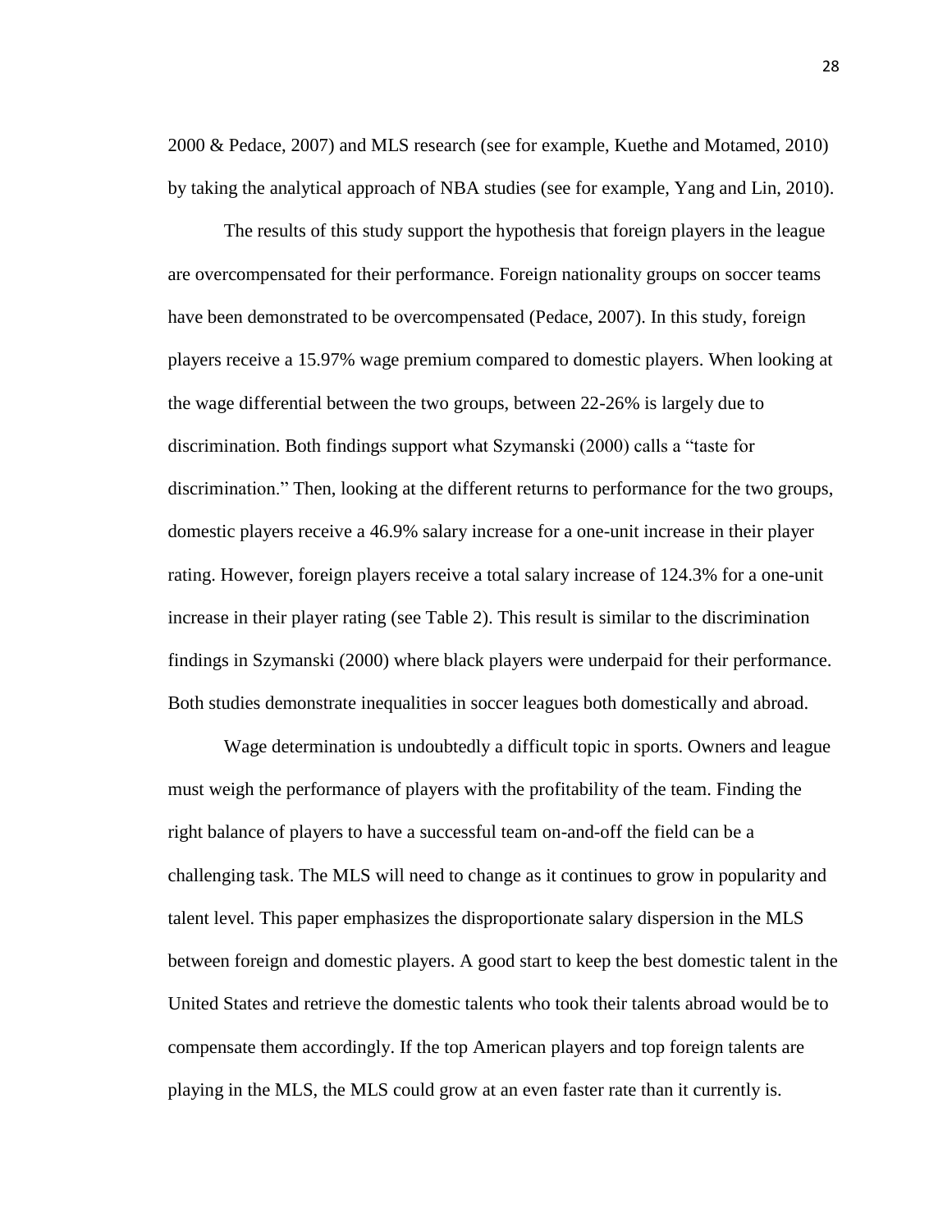2000 & Pedace, 2007) and MLS research (see for example, Kuethe and Motamed, 2010) by taking the analytical approach of NBA studies (see for example, Yang and Lin, 2010).

The results of this study support the hypothesis that foreign players in the league are overcompensated for their performance. Foreign nationality groups on soccer teams have been demonstrated to be overcompensated (Pedace, 2007). In this study, foreign players receive a 15.97% wage premium compared to domestic players. When looking at the wage differential between the two groups, between 22-26% is largely due to discrimination. Both findings support what Szymanski (2000) calls a "taste for discrimination." Then, looking at the different returns to performance for the two groups, domestic players receive a 46.9% salary increase for a one-unit increase in their player rating. However, foreign players receive a total salary increase of 124.3% for a one-unit increase in their player rating (see Table 2). This result is similar to the discrimination findings in Szymanski (2000) where black players were underpaid for their performance. Both studies demonstrate inequalities in soccer leagues both domestically and abroad.

Wage determination is undoubtedly a difficult topic in sports. Owners and league must weigh the performance of players with the profitability of the team. Finding the right balance of players to have a successful team on-and-off the field can be a challenging task. The MLS will need to change as it continues to grow in popularity and talent level. This paper emphasizes the disproportionate salary dispersion in the MLS between foreign and domestic players. A good start to keep the best domestic talent in the United States and retrieve the domestic talents who took their talents abroad would be to compensate them accordingly. If the top American players and top foreign talents are playing in the MLS, the MLS could grow at an even faster rate than it currently is.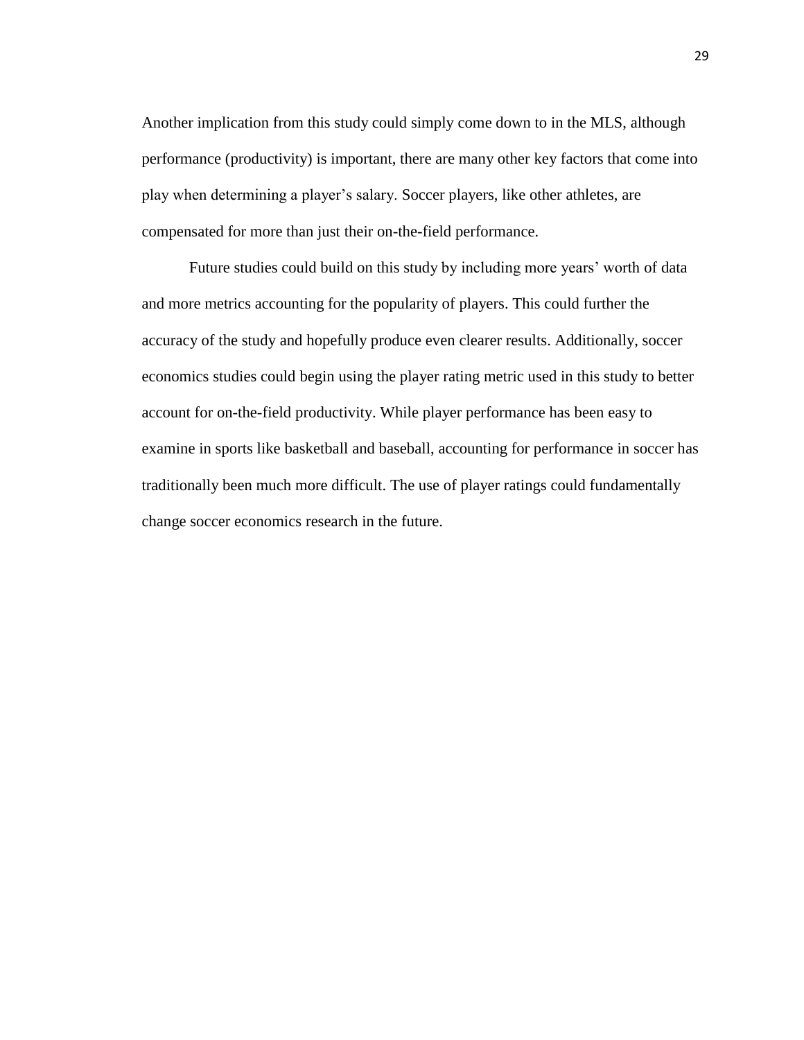Another implication from this study could simply come down to in the MLS, although performance (productivity) is important, there are many other key factors that come into play when determining a player's salary. Soccer players, like other athletes, are compensated for more than just their on-the-field performance.

Future studies could build on this study by including more years' worth of data and more metrics accounting for the popularity of players. This could further the accuracy of the study and hopefully produce even clearer results. Additionally, soccer economics studies could begin using the player rating metric used in this study to better account for on-the-field productivity. While player performance has been easy to examine in sports like basketball and baseball, accounting for performance in soccer has traditionally been much more difficult. The use of player ratings could fundamentally change soccer economics research in the future.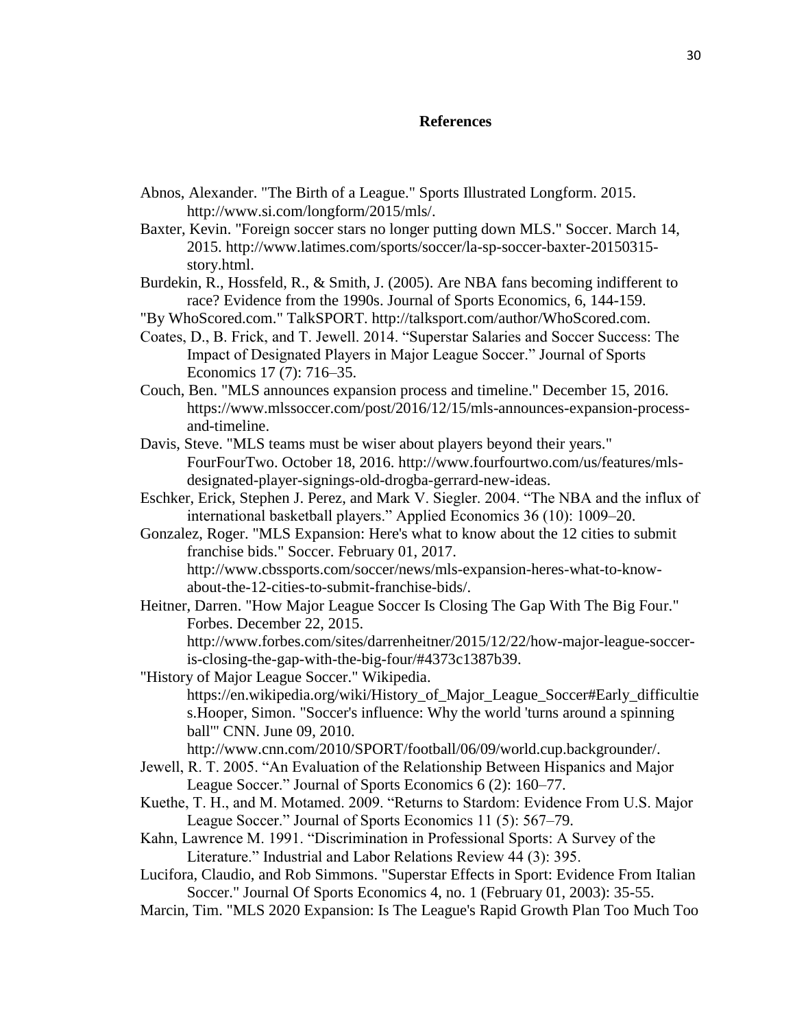# References

Abnos, Alexander. "The Birth of a League." Sports Illustrated Longform. 2015. http://www.si.com/longform/2015/mls/.

Baxter, Kevin. "Foreign soccer stars no longer putting down MLS." Soccer. March 14, 2015. http://www.latimes.com/sports/soccer/la-sp-soccer-baxter-20150315-story.html.

Burdekin, R., Hossfeld, R., & Smith, J. (2005). Are NBA fans becoming indifferent to race? Evidence from the 1990s. Journal of Sports Economics, 6, 144-159.

"By WhoScored.com." TalkSPORT. http://talksport.com/author/WhoScored.com.

Coates, D., B. Frick, and T. Jewell. 2014. "Superstar Salaries and Soccer Success: The Impact of Designated Players in Major League Soccer." Journal of Sports Economics 17 (7): 716–35.

Couch, Ben. "MLS announces expansion process and timeline." December 15, 2016. https://www.mlssoccer.com/post/2016/12/15/mls-announces-expansion-process-and-timeline.

Davis, Steve. "MLS teams must be wiser about players beyond their years." FourFourTwo. October 18, 2016. http://www.fourfourtwo.com/us/features/mls-designated-player-signings-old-drogba-gerrard-new-ideas.

Eschker, Erick, Stephen J. Perez, and Mark V. Siegler. 2004. "The NBA and the influx of international basketball players." Applied Economics 36 (10): 1009–20.

Gonzalez, Roger. "MLS Expansion: Here's what to know about the 12 cities to submit franchise bids." Soccer. February 01, 2017. http://www.cbssports.com/soccer/news/mls-expansion-heres-what-to-know-about-the-12-cities-to-submit-franchise-bids/.

Heitner, Darren. "How Major League Soccer Is Closing The Gap With The Big Four." Forbes. December 22, 2015. http://www.forbes.com/sites/darrenheitner/2015/12/22/how-major-league-soccer-is-closing-the-gap-with-the-big-four/#4373c1387b39.

"History of Major League Soccer." Wikipedia. https://en.wikipedia.org/wiki/History_of_Major_League_Soccer#Early_difficulties.Hooper, Simon. "Soccer's influence: Why the world 'turns around a spinning ball'" CNN. June 09, 2010. http://www.cnn.com/2010/SPORT/football/06/09/world.cup.backgrounder/.

Jewell, R. T. 2005. "An Evaluation of the Relationship Between Hispanics and Major League Soccer." Journal of Sports Economics 6 (2): 160–77.

Kuethe, T. H., and M. Motamed. 2009. "Returns to Stardom: Evidence From U.S. Major League Soccer." Journal of Sports Economics 11 (5): 567–79.

Kahn, Lawrence M. 1991. "Discrimination in Professional Sports: A Survey of the Literature." Industrial and Labor Relations Review 44 (3): 395.

Lucifora, Claudio, and Rob Simmons. "Superstar Effects in Sport: Evidence From Italian Soccer." Journal Of Sports Economics 4, no. 1 (February 01, 2003): 35-55.

Marcin, Tim. "MLS 2020 Expansion: Is The League's Rapid Growth Plan Too Much Too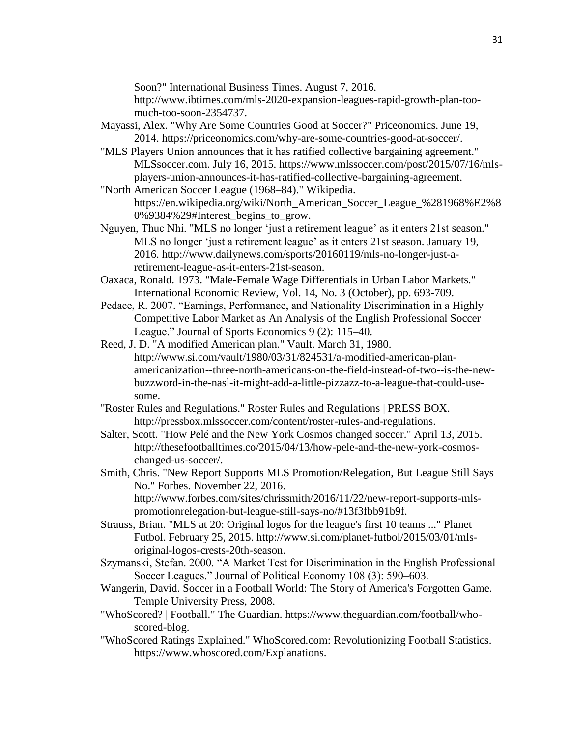Soon?" International Business Times. August 7, 2016. http://www.ibtimes.com/mls-2020-expansion-leagues-rapid-growth-plan-too-much-too-soon-2354737.

Mayassi, Alex. "Why Are Some Countries Good at Soccer?" Priceonomics. June 19, 2014. https://priceonomics.com/why-are-some-countries-good-at-soccer/.

"MLS Players Union announces that it has ratified collective bargaining agreement." MLSsoccer.com. July 16, 2015. https://www.mlssoccer.com/post/2015/07/16/mls-players-union-announces-it-has-ratified-collective-bargaining-agreement.

"North American Soccer League (1968–84)." Wikipedia. https://en.wikipedia.org/wiki/North_American_Soccer_League_%281968%E2%80%9384%29#Interest_begins_to_grow.

Nguyen, Thuc Nhi. "MLS no longer 'just a retirement league' as it enters 21st season." MLS no longer 'just a retirement league' as it enters 21st season. January 19, 2016. http://www.dailynews.com/sports/20160119/mls-no-longer-just-a-retirement-league-as-it-enters-21st-season.

Oaxaca, Ronald. 1973. "Male-Female Wage Differentials in Urban Labor Markets." International Economic Review, Vol. 14, No. 3 (October), pp. 693-709.

Pedace, R. 2007. "Earnings, Performance, and Nationality Discrimination in a Highly Competitive Labor Market as An Analysis of the English Professional Soccer League." Journal of Sports Economics 9 (2): 115–40.

Reed, J. D. "A modified American plan." Vault. March 31, 1980. http://www.si.com/vault/1980/03/31/824531/a-modified-american-plan-americanization--three-north-americans-on-the-field-instead-of-two--is-the-new-buzzword-in-the-nasl-it-might-add-a-little-pizzazz-to-a-league-that-could-use-some.

"Roster Rules and Regulations." Roster Rules and Regulations | PRESS BOX. http://pressbox.mlssoccer.com/content/roster-rules-and-regulations.

Salter, Scott. "How Pelé and the New York Cosmos changed soccer." April 13, 2015. http://thesefootballtimes.co/2015/04/13/how-pele-and-the-new-york-cosmos-changed-us-soccer/.

Smith, Chris. "New Report Supports MLS Promotion/Relegation, But League Still Says No." Forbes. November 22, 2016. http://www.forbes.com/sites/chrissmith/2016/11/22/new-report-supports-mls-promotionrelegation-but-league-still-says-no/#13f3fbb91b9f.

Strauss, Brian. "MLS at 20: Original logos for the league's first 10 teams ..." Planet Futbol. February 25, 2015. http://www.si.com/planet-futbol/2015/03/01/mls-original-logos-crests-20th-season.

Szymanski, Stefan. 2000. "A Market Test for Discrimination in the English Professional Soccer Leagues." Journal of Political Economy 108 (3): 590–603.

Wangerin, David. Soccer in a Football World: The Story of America's Forgotten Game. Temple University Press, 2008.

"WhoScored? | Football." The Guardian. https://www.theguardian.com/football/who-scored-blog.

"WhoScored Ratings Explained." WhoScored.com: Revolutionizing Football Statistics. https://www.whoscored.com/Explanations.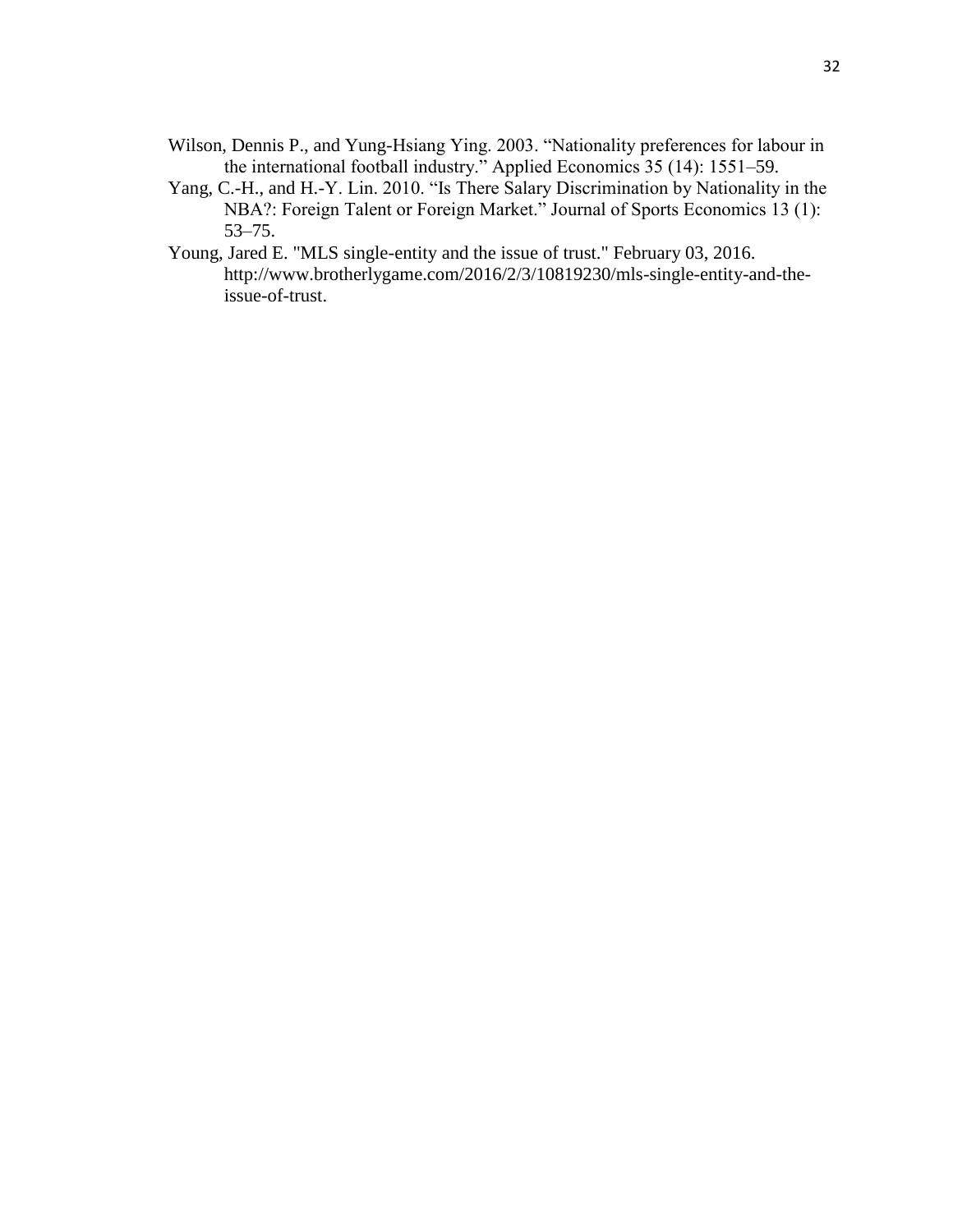Wilson, Dennis P., and Yung-Hsiang Ying. 2003. “Nationality preferences for labour in the international football industry.” Applied Economics 35 (14): 1551–59.

Yang, C.-H., and H.-Y. Lin. 2010. “Is There Salary Discrimination by Nationality in the NBA?: Foreign Talent or Foreign Market.” Journal of Sports Economics 13 (1): 53–75.

Young, Jared E. "MLS single-entity and the issue of trust." February 03, 2016. http://www.brotherlygame.com/2016/2/3/10819230/mls-single-entity-and-the-issue-of-trust.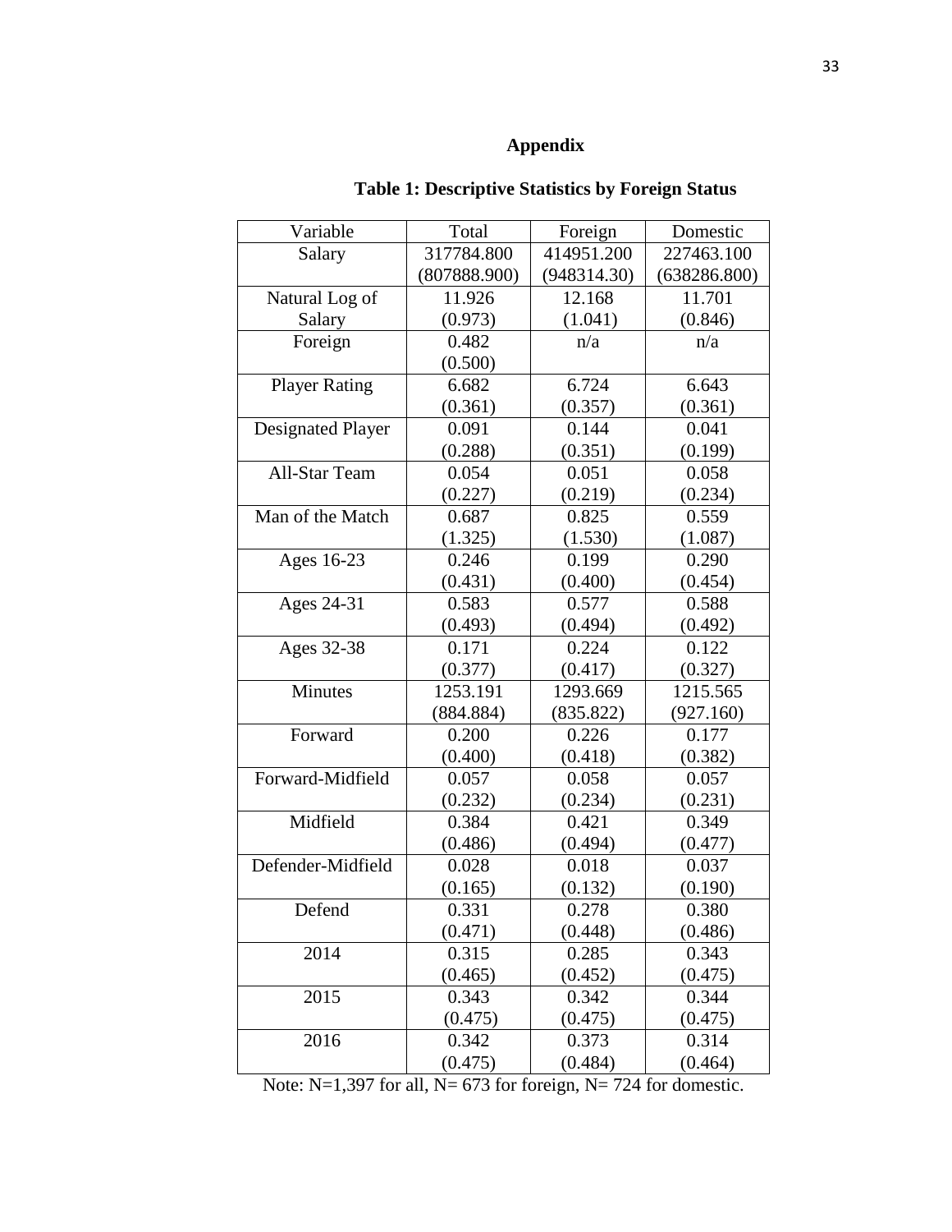# Appendix

## Table 1: Descriptive Statistics by Foreign Status

| Variable | Total | Foreign | Domestic |
|---|---|---|---|
| Salary | 317784.800<br>(807888.900) | 414951.200<br>(948314.30) | 227463.100<br>(638286.800) |
| Natural Log of Salary | 11.926<br>(0.973) | 12.168<br>(1.041) | 11.701<br>(0.846) |
| Foreign | 0.482<br>(0.500) | n/a | n/a |
| Player Rating | 6.682<br>(0.361) | 6.724<br>(0.357) | 6.643<br>(0.361) |
| Designated Player | 0.091<br>(0.288) | 0.144<br>(0.351) | 0.041<br>(0.199) |
| All-Star Team | 0.054<br>(0.227) | 0.051<br>(0.219) | 0.058<br>(0.234) |
| Man of the Match | 0.687<br>(1.325) | 0.825<br>(1.530) | 0.559<br>(1.087) |
| Ages 16-23 | 0.246<br>(0.431) | 0.199<br>(0.400) | 0.290<br>(0.454) |
| Ages 24-31 | 0.583<br>(0.493) | 0.577<br>(0.494) | 0.588<br>(0.492) |
| Ages 32-38 | 0.171<br>(0.377) | 0.224<br>(0.417) | 0.122<br>(0.327) |
| Minutes | 1253.191<br>(884.884) | 1293.669<br>(835.822) | 1215.565<br>(927.160) |
| Forward | 0.200<br>(0.400) | 0.226<br>(0.418) | 0.177<br>(0.382) |
| Forward-Midfield | 0.057<br>(0.232) | 0.058<br>(0.234) | 0.057<br>(0.231) |
| Midfield | 0.384<br>(0.486) | 0.421<br>(0.494) | 0.349<br>(0.477) |
| Defender-Midfield | 0.028<br>(0.165) | 0.018<br>(0.132) | 0.037<br>(0.190) |
| Defend | 0.331<br>(0.471) | 0.278<br>(0.448) | 0.380<br>(0.486) |
| 2014 | 0.315<br>(0.465) | 0.285<br>(0.452) | 0.343<br>(0.475) |
| 2015 | 0.343<br>(0.475) | 0.342<br>(0.475) | 0.344<br>(0.475) |
| 2016 | 0.342<br>(0.475) | 0.373<br>(0.484) | 0.314<br>(0.464) |

Note: N=1,397 for all, N= 673 for foreign, N= 724 for domestic.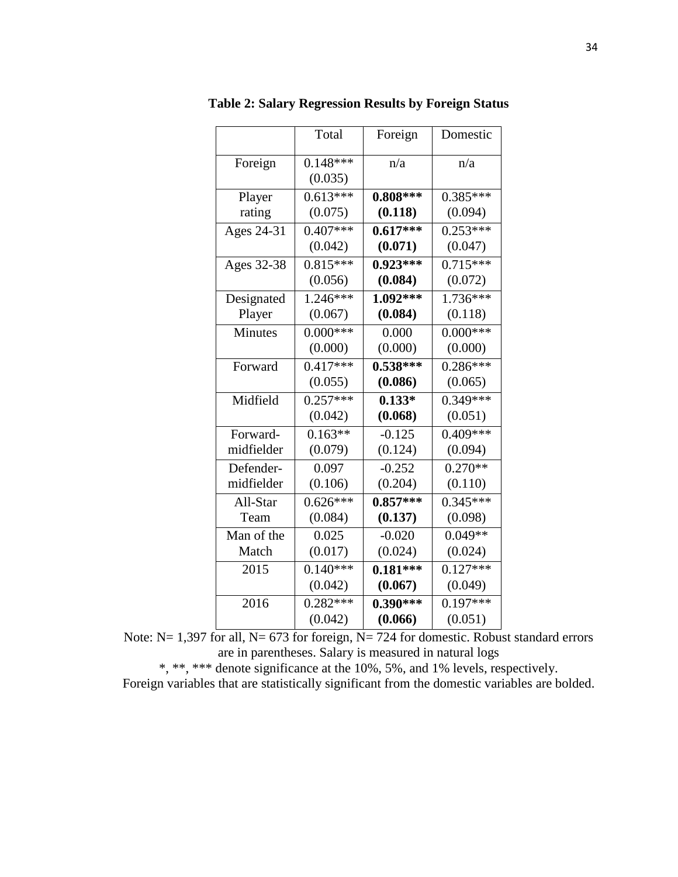**Table 2: Salary Regression Results by Foreign Status**

| | Total | Foreign | Domestic |
|---|---|---|---|
| Foreign | 0.148***<br>(0.035) | n/a | n/a |
| Player rating | 0.613***<br>(0.075) | **0.808***<br>(0.118)** | 0.385***<br>(0.094) |
| Ages 24-31 | 0.407***<br>(0.042) | **0.617***<br>(0.071)** | 0.253***<br>(0.047) |
| Ages 32-38 | 0.815***<br>(0.056) | **0.923***<br>(0.084)** | 0.715***<br>(0.072) |
| Designated Player | 1.246***<br>(0.067) | **1.092***<br>(0.084)** | 1.736***<br>(0.118) |
| Minutes | 0.000***<br>(0.000) | 0.000<br>(0.000) | 0.000***<br>(0.000) |
| Forward | 0.417***<br>(0.055) | **0.538***<br>(0.086)** | 0.286***<br>(0.065) |
| Midfield | 0.257***<br>(0.042) | **0.133*<br>(0.068)** | 0.349***<br>(0.051) |
| Forward-midfielder | 0.163**<br>(0.079) | -0.125<br>(0.124) | 0.409***<br>(0.094) |
| Defender-midfielder | 0.097<br>(0.106) | -0.252<br>(0.204) | 0.270**<br>(0.110) |
| All-Star Team | 0.626***<br>(0.084) | **0.857***<br>(0.137)** | 0.345***<br>(0.098) |
| Man of the Match | 0.025<br>(0.017) | -0.020<br>(0.024) | 0.049**<br>(0.024) |
| 2015 | 0.140***<br>(0.042) | **0.181***<br>(0.067)** | 0.127***<br>(0.049) |
| 2016 | 0.282***<br>(0.042) | **0.390***<br>(0.066)** | 0.197***<br>(0.051) |

Note: N= 1,397 for all, N= 673 for foreign, N= 724 for domestic. Robust standard errors are in parentheses. Salary is measured in natural logs

*, **, *** denote significance at the 10%, 5%, and 1% levels, respectively.

Foreign variables that are statistically significant from the domestic variables are bolded.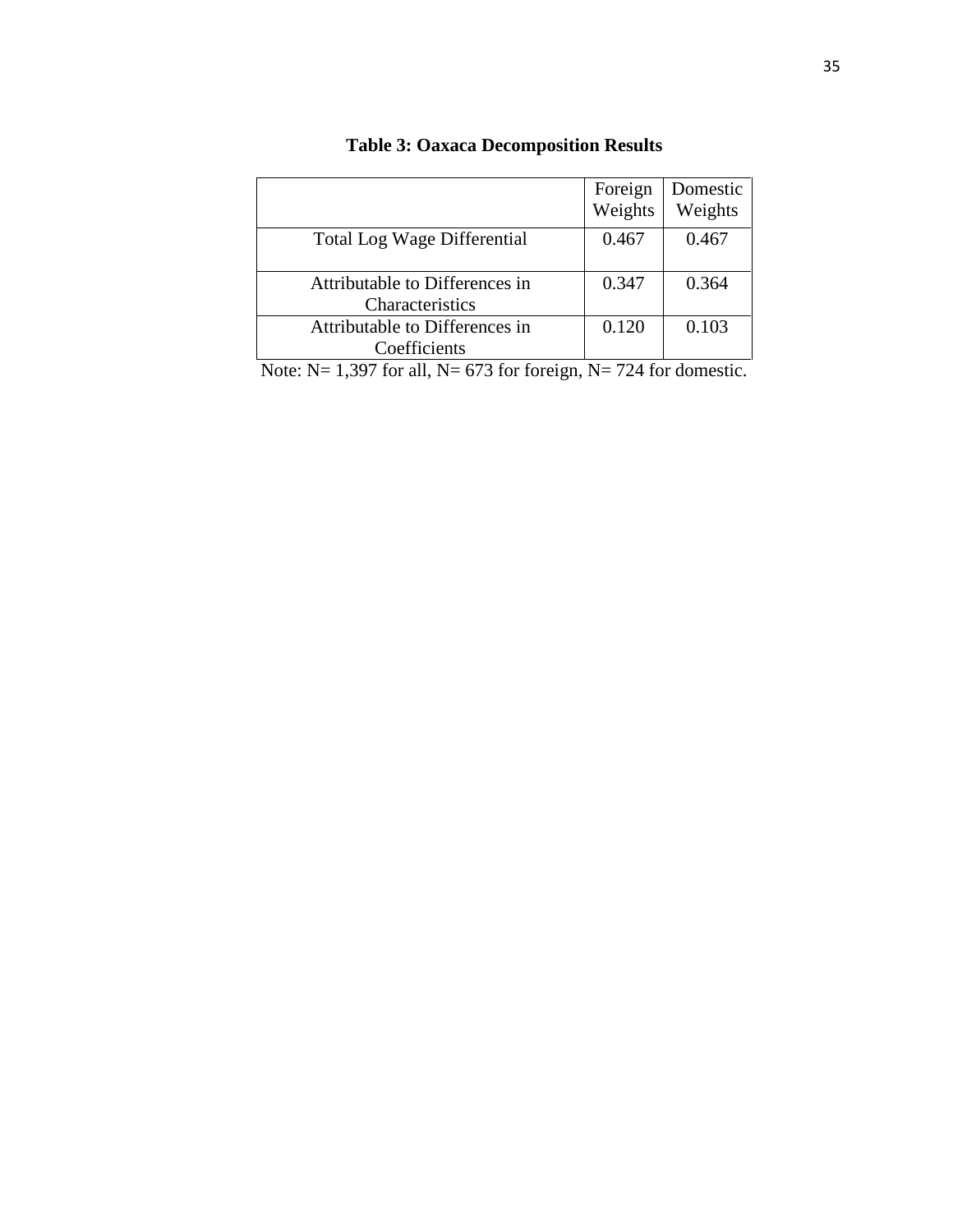**Table 3: Oaxaca Decomposition Results**

| | Foreign Weights | Domestic Weights |
|---|---|---|
| Total Log Wage Differential | 0.467 | 0.467 |
| Attributable to Differences in Characteristics | 0.347 | 0.364 |
| Attributable to Differences in Coefficients | 0.120 | 0.103 |

Note: N= 1,397 for all, N= 673 for foreign, N= 724 for domestic.